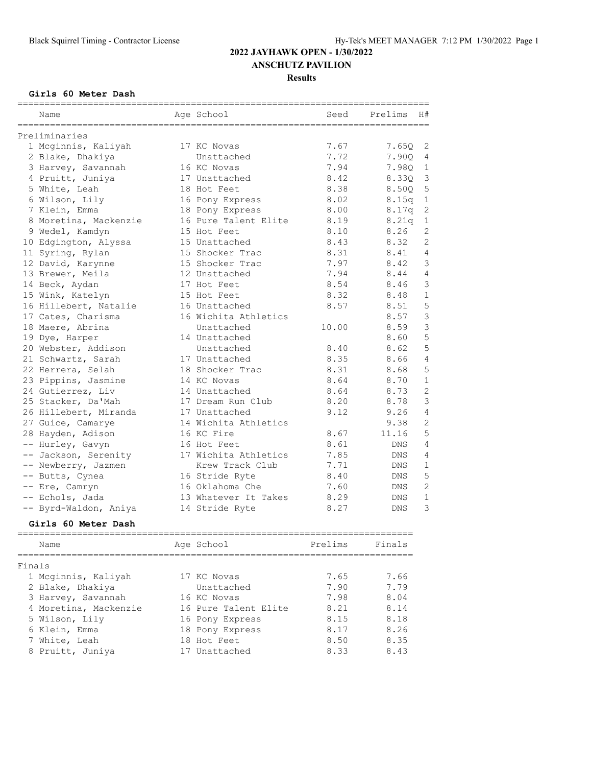# 2022 JAYHAWK OPEN - 1/30/2022

## ANSCHUTZ PAVILION

### Results

**Girls 60 Meter Dash**

| | Name | Age | School | Seed | Prelims | H# |
|---|---|---|---|---|---|---|
| **Preliminaries** | | | | | | |
| 1 | Mcginnis, Kaliyah | 17 | KC Novas | 7.67 | 7.65Q | 2 |
| 2 | Blake, Dhakiya | | Unattached | 7.72 | 7.90Q | 4 |
| 3 | Harvey, Savannah | 16 | KC Novas | 7.94 | 7.98Q | 1 |
| 4 | Pruitt, Juniya | 17 | Unattached | 8.42 | 8.33Q | 3 |
| 5 | White, Leah | 18 | Hot Feet | 8.38 | 8.50Q | 5 |
| 6 | Wilson, Lily | 16 | Pony Express | 8.02 | 8.15q | 1 |
| 7 | Klein, Emma | 18 | Pony Express | 8.00 | 8.17q | 2 |
| 8 | Moretina, Mackenzie | 16 | Pure Talent Elite | 8.19 | 8.21q | 1 |
| 9 | Wedel, Kamdyn | 15 | Hot Feet | 8.10 | 8.26 | 2 |
| 10 | Edgington, Alyssa | 15 | Unattached | 8.43 | 8.32 | 2 |
| 11 | Syring, Rylan | 15 | Shocker Trac | 8.31 | 8.41 | 4 |
| 12 | David, Karynne | 15 | Shocker Trac | 7.97 | 8.42 | 3 |
| 13 | Brewer, Meila | 12 | Unattached | 7.94 | 8.44 | 4 |
| 14 | Beck, Aydan | 17 | Hot Feet | 8.54 | 8.46 | 3 |
| 15 | Wink, Katelyn | 15 | Hot Feet | 8.32 | 8.48 | 1 |
| 16 | Hillebert, Natalie | 16 | Unattached | 8.57 | 8.51 | 5 |
| 17 | Cates, Charisma | 16 | Wichita Athletics | | 8.57 | 3 |
| 18 | Maere, Abrina | | Unattached | 10.00 | 8.59 | 3 |
| 19 | Dye, Harper | 14 | Unattached | | 8.60 | 5 |
| 20 | Webster, Addison | | Unattached | 8.40 | 8.62 | 5 |
| 21 | Schwartz, Sarah | 17 | Unattached | 8.35 | 8.66 | 4 |
| 22 | Herrera, Selah | 18 | Shocker Trac | 8.31 | 8.68 | 5 |
| 23 | Pippins, Jasmine | 14 | KC Novas | 8.64 | 8.70 | 1 |
| 24 | Gutierrez, Liv | 14 | Unattached | 8.64 | 8.73 | 2 |
| 25 | Stacker, Da'Mah | 17 | Dream Run Club | 8.20 | 8.78 | 3 |
| 26 | Hillebert, Miranda | 17 | Unattached | 9.12 | 9.26 | 4 |
| 27 | Guice, Camarye | 14 | Wichita Athletics | | 9.38 | 2 |
| 28 | Hayden, Adison | 16 | KC Fire | 8.67 | 11.16 | 5 |
| -- | Hurley, Gavyn | 16 | Hot Feet | 8.61 | DNS | 4 |
| -- | Jackson, Serenity | 17 | Wichita Athletics | 7.85 | DNS | 4 |
| -- | Newberry, Jazmen | | Krew Track Club | 7.71 | DNS | 1 |
| -- | Butts, Cynea | 16 | Stride Ryte | 8.40 | DNS | 5 |
| -- | Ere, Camryn | 16 | Oklahoma Che | 7.60 | DNS | 2 |
| -- | Echols, Jada | 13 | Whatever It Takes | 8.29 | DNS | 1 |
| -- | Byrd-Waldon, Aniya | 14 | Stride Ryte | 8.27 | DNS | 3 |

**Girls 60 Meter Dash**

| | Name | Age | School | Prelims | Finals |
|---|---|---|---|---|---|
| **Finals** | | | | | |
| 1 | Mcginnis, Kaliyah | 17 | KC Novas | 7.65 | 7.66 |
| 2 | Blake, Dhakiya | | Unattached | 7.90 | 7.79 |
| 3 | Harvey, Savannah | 16 | KC Novas | 7.98 | 8.04 |
| 4 | Moretina, Mackenzie | 16 | Pure Talent Elite | 8.21 | 8.14 |
| 5 | Wilson, Lily | 16 | Pony Express | 8.15 | 8.18 |
| 6 | Klein, Emma | 18 | Pony Express | 8.17 | 8.26 |
| 7 | White, Leah | 18 | Hot Feet | 8.50 | 8.35 |
| 8 | Pruitt, Juniya | 17 | Unattached | 8.33 | 8.43 |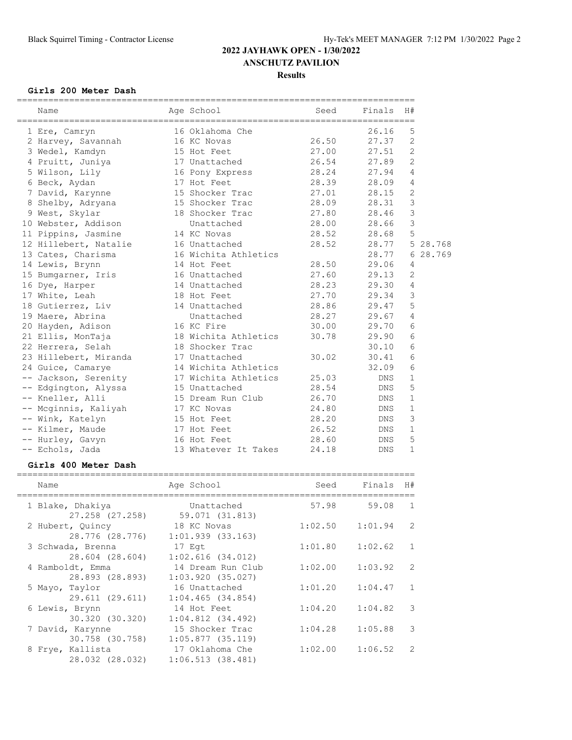# 2022 JAYHAWK OPEN - 1/30/2022

## ANSCHUTZ PAVILION

### Results

**Girls 200 Meter Dash**

| Name | Age | School | Seed | Finals | H# | |
|---|---|---|---|---|---|---|
| 1 Ere, Camryn | 16 | Oklahoma Che | | 26.16 | 5 | |
| 2 Harvey, Savannah | 16 | KC Novas | 26.50 | 27.37 | 2 | |
| 3 Wedel, Kamdyn | 15 | Hot Feet | 27.00 | 27.51 | 2 | |
| 4 Pruitt, Juniya | 17 | Unattached | 26.54 | 27.89 | 2 | |
| 5 Wilson, Lily | 16 | Pony Express | 28.24 | 27.94 | 4 | |
| 6 Beck, Aydan | 17 | Hot Feet | 28.39 | 28.09 | 4 | |
| 7 David, Karynne | 15 | Shocker Trac | 27.01 | 28.15 | 2 | |
| 8 Shelby, Adryana | 15 | Shocker Trac | 28.09 | 28.31 | 3 | |
| 9 West, Skylar | 18 | Shocker Trac | 27.80 | 28.46 | 3 | |
| 10 Webster, Addison | | Unattached | 28.00 | 28.66 | 3 | |
| 11 Pippins, Jasmine | 14 | KC Novas | 28.52 | 28.68 | 5 | |
| 12 Hillebert, Natalie | 16 | Unattached | 28.52 | 28.77 | 5 | 28.768 |
| 13 Cates, Charisma | 16 | Wichita Athletics | | 28.77 | 6 | 28.769 |
| 14 Lewis, Brynn | 14 | Hot Feet | 28.50 | 29.06 | 4 | |
| 15 Bumgarner, Iris | 16 | Unattached | 27.60 | 29.13 | 2 | |
| 16 Dye, Harper | 14 | Unattached | 28.23 | 29.30 | 4 | |
| 17 White, Leah | 18 | Hot Feet | 27.70 | 29.34 | 3 | |
| 18 Gutierrez, Liv | 14 | Unattached | 28.86 | 29.47 | 5 | |
| 19 Maere, Abrina | | Unattached | 28.27 | 29.67 | 4 | |
| 20 Hayden, Adison | 16 | KC Fire | 30.00 | 29.70 | 6 | |
| 21 Ellis, MonTaja | 18 | Wichita Athletics | 30.78 | 29.90 | 6 | |
| 22 Herrera, Selah | 18 | Shocker Trac | | 30.10 | 6 | |
| 23 Hillebert, Miranda | 17 | Unattached | 30.02 | 30.41 | 6 | |
| 24 Guice, Camarye | 14 | Wichita Athletics | | 32.09 | 6 | |
| -- Jackson, Serenity | 17 | Wichita Athletics | 25.03 | DNS | 1 | |
| -- Edgington, Alyssa | 15 | Unattached | 28.54 | DNS | 5 | |
| -- Kneller, Alli | 15 | Dream Run Club | 26.70 | DNS | 1 | |
| -- Mcginnis, Kaliyah | 17 | KC Novas | 24.80 | DNS | 1 | |
| -- Wink, Katelyn | 15 | Hot Feet | 28.20 | DNS | 3 | |
| -- Kilmer, Maude | 17 | Hot Feet | 26.52 | DNS | 1 | |
| -- Hurley, Gavyn | 16 | Hot Feet | 28.60 | DNS | 5 | |
| -- Echols, Jada | 13 | Whatever It Takes | 24.18 | DNS | 1 | |

**Girls 400 Meter Dash**

| Name | Age | School | Seed | Finals | H# |
|---|---|---|---|---|---|
| 1 Blake, Dhakiya | | Unattached | 57.98 | 59.08 | 1 |
| 27.258 (27.258) | | 59.071 (31.813) | | | |
| 2 Hubert, Quincy | 18 | KC Novas | 1:02.50 | 1:01.94 | 2 |
| 28.776 (28.776) | | 1:01.939 (33.163) | | | |
| 3 Schwada, Brenna | 17 | Egt | 1:01.80 | 1:02.62 | 1 |
| 28.604 (28.604) | | 1:02.616 (34.012) | | | |
| 4 Ramboldt, Emma | 14 | Dream Run Club | 1:02.00 | 1:03.92 | 2 |
| 28.893 (28.893) | | 1:03.920 (35.027) | | | |
| 5 Mayo, Taylor | 16 | Unattached | 1:01.20 | 1:04.47 | 1 |
| 29.611 (29.611) | | 1:04.465 (34.854) | | | |
| 6 Lewis, Brynn | 14 | Hot Feet | 1:04.20 | 1:04.82 | 3 |
| 30.320 (30.320) | | 1:04.812 (34.492) | | | |
| 7 David, Karynne | 15 | Shocker Trac | 1:04.28 | 1:05.88 | 3 |
| 30.758 (30.758) | | 1:05.877 (35.119) | | | |
| 8 Frye, Kallista | 17 | Oklahoma Che | 1:02.00 | 1:06.52 | 2 |
| 28.032 (28.032) | | 1:06.513 (38.481) | | | |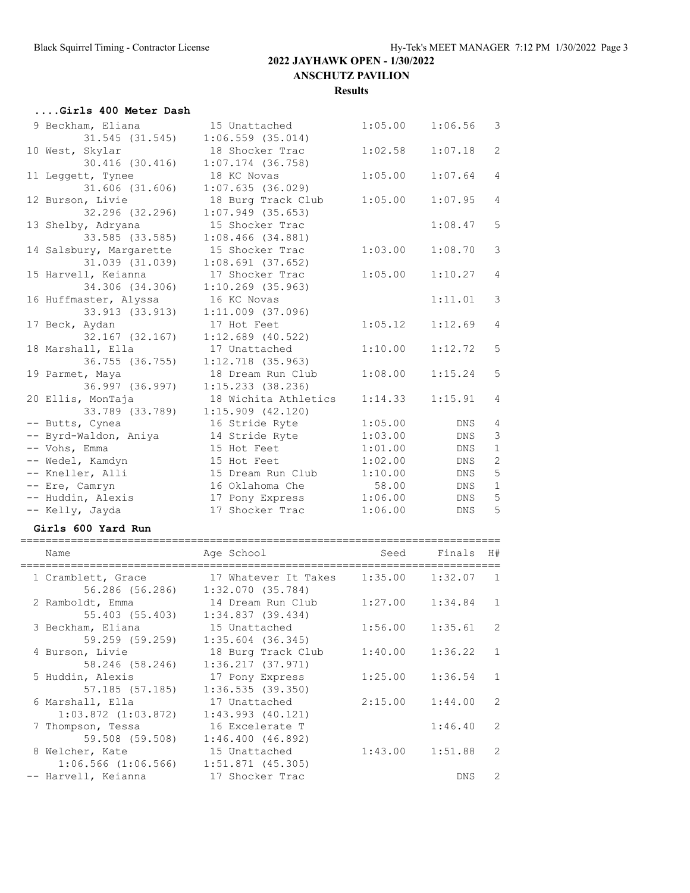## 2022 JAYHAWK OPEN - 1/30/2022

### ANSCHUTZ PAVILION

### Results

#### ....Girls 400 Meter Dash

| Place | Name | Age | School | Seed | Finals | H# |
|---|---|---|---|---|---|---|
| 9 | Beckham, Eliana | 15 | Unattached | 1:05.00 | 1:06.56 | 3 |
| | 31.545 (31.545) | | 1:06.559 (35.014) | | | |
| 10 | West, Skylar | 18 | Shocker Trac | 1:02.58 | 1:07.18 | 2 |
| | 30.416 (30.416) | | 1:07.174 (36.758) | | | |
| 11 | Leggett, Tynee | 18 | KC Novas | 1:05.00 | 1:07.64 | 4 |
| | 31.606 (31.606) | | 1:07.635 (36.029) | | | |
| 12 | Burson, Livie | 18 | Burg Track Club | 1:05.00 | 1:07.95 | 4 |
| | 32.296 (32.296) | | 1:07.949 (35.653) | | | |
| 13 | Shelby, Adryana | 15 | Shocker Trac | | 1:08.47 | 5 |
| | 33.585 (33.585) | | 1:08.466 (34.881) | | | |
| 14 | Salsbury, Margarette | 15 | Shocker Trac | 1:03.00 | 1:08.70 | 3 |
| | 31.039 (31.039) | | 1:08.691 (37.652) | | | |
| 15 | Harvell, Keianna | 17 | Shocker Trac | 1:05.00 | 1:10.27 | 4 |
| | 34.306 (34.306) | | 1:10.269 (35.963) | | | |
| 16 | Huffmaster, Alyssa | 16 | KC Novas | | 1:11.01 | 3 |
| | 33.913 (33.913) | | 1:11.009 (37.096) | | | |
| 17 | Beck, Aydan | 17 | Hot Feet | 1:05.12 | 1:12.69 | 4 |
| | 32.167 (32.167) | | 1:12.689 (40.522) | | | |
| 18 | Marshall, Ella | 17 | Unattached | 1:10.00 | 1:12.72 | 5 |
| | 36.755 (36.755) | | 1:12.718 (35.963) | | | |
| 19 | Parmet, Maya | 18 | Dream Run Club | 1:08.00 | 1:15.24 | 5 |
| | 36.997 (36.997) | | 1:15.233 (38.236) | | | |
| 20 | Ellis, MonTaja | 18 | Wichita Athletics | 1:14.33 | 1:15.91 | 4 |
| | 33.789 (33.789) | | 1:15.909 (42.120) | | | |
| -- | Butts, Cynea | 16 | Stride Ryte | 1:05.00 | DNS | 4 |
| -- | Byrd-Waldon, Aniya | 14 | Stride Ryte | 1:03.00 | DNS | 3 |
| -- | Vohs, Emma | 15 | Hot Feet | 1:01.00 | DNS | 1 |
| -- | Wedel, Kamdyn | 15 | Hot Feet | 1:02.00 | DNS | 2 |
| -- | Kneller, Alli | 15 | Dream Run Club | 1:10.00 | DNS | 5 |
| -- | Ere, Camryn | 16 | Oklahoma Che | 58.00 | DNS | 1 |
| -- | Huddin, Alexis | 17 | Pony Express | 1:06.00 | DNS | 5 |
| -- | Kelly, Jayda | 17 | Shocker Trac | 1:06.00 | DNS | 5 |

#### Girls 600 Yard Run

| Place | Name | Age | School | Seed | Finals | H# |
|---|---|---|---|---|---|---|
| 1 | Cramblett, Grace | 17 | Whatever It Takes | 1:35.00 | 1:32.07 | 1 |
| | 56.286 (56.286) | | 1:32.070 (35.784) | | | |
| 2 | Ramboldt, Emma | 14 | Dream Run Club | 1:27.00 | 1:34.84 | 1 |
| | 55.403 (55.403) | | 1:34.837 (39.434) | | | |
| 3 | Beckham, Eliana | 15 | Unattached | 1:56.00 | 1:35.61 | 2 |
| | 59.259 (59.259) | | 1:35.604 (36.345) | | | |
| 4 | Burson, Livie | 18 | Burg Track Club | 1:40.00 | 1:36.22 | 1 |
| | 58.246 (58.246) | | 1:36.217 (37.971) | | | |
| 5 | Huddin, Alexis | 17 | Pony Express | 1:25.00 | 1:36.54 | 1 |
| | 57.185 (57.185) | | 1:36.535 (39.350) | | | |
| 6 | Marshall, Ella | 17 | Unattached | 2:15.00 | 1:44.00 | 2 |
| | 1:03.872 (1:03.872) | | 1:43.993 (40.121) | | | |
| 7 | Thompson, Tessa | 16 | Excelerate T | | 1:46.40 | 2 |
| | 59.508 (59.508) | | 1:46.400 (46.892) | | | |
| 8 | Welcher, Kate | 15 | Unattached | 1:43.00 | 1:51.88 | 2 |
| | 1:06.566 (1:06.566) | | 1:51.871 (45.305) | | | |
| -- | Harvell, Keianna | 17 | Shocker Trac | | DNS | 2 |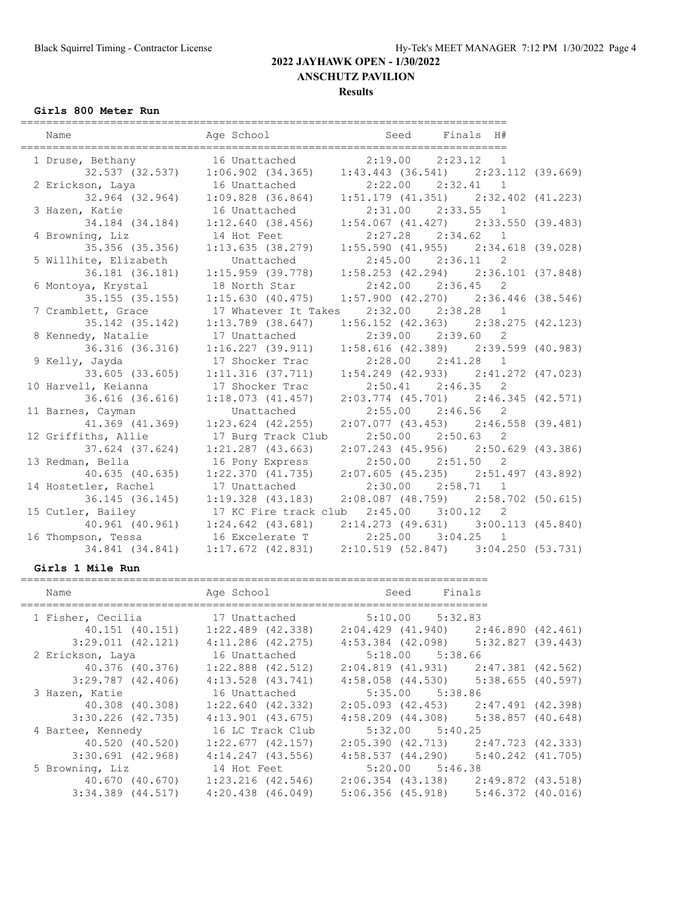## 2022 JAYHAWK OPEN - 1/30/2022

### ANSCHUTZ PAVILION

### Results

**Girls 800 Meter Run**

| Name | Age | School | Seed | Finals | H# |
|---|---|---|---|---|---|
| 1 Druse, Bethany | 16 | Unattached | 2:19.00 | 2:23.12 | 1 |
| 32.537 (32.537) 1:06.902 (34.365) 1:43.443 (36.541) 2:23.112 (39.669) | | | | | |
| 2 Erickson, Laya | 16 | Unattached | 2:22.00 | 2:32.41 | 1 |
| 32.964 (32.964) 1:09.828 (36.864) 1:51.179 (41.351) 2:32.402 (41.223) | | | | | |
| 3 Hazen, Katie | 16 | Unattached | 2:31.00 | 2:33.55 | 1 |
| 34.184 (34.184) 1:12.640 (38.456) 1:54.067 (41.427) 2:33.550 (39.483) | | | | | |
| 4 Browning, Liz | 14 | Hot Feet | 2:27.28 | 2:34.62 | 1 |
| 35.356 (35.356) 1:13.635 (38.279) 1:55.590 (41.955) 2:34.618 (39.028) | | | | | |
| 5 Willhite, Elizabeth | | Unattached | 2:45.00 | 2:36.11 | 2 |
| 36.181 (36.181) 1:15.959 (39.778) 1:58.253 (42.294) 2:36.101 (37.848) | | | | | |
| 6 Montoya, Krystal | 18 | North Star | 2:42.00 | 2:36.45 | 2 |
| 35.155 (35.155) 1:15.630 (40.475) 1:57.900 (42.270) 2:36.446 (38.546) | | | | | |
| 7 Cramblett, Grace | 17 | Whatever It Takes | 2:32.00 | 2:38.28 | 1 |
| 35.142 (35.142) 1:13.789 (38.647) 1:56.152 (42.363) 2:38.275 (42.123) | | | | | |
| 8 Kennedy, Natalie | 17 | Unattached | 2:39.00 | 2:39.60 | 2 |
| 36.316 (36.316) 1:16.227 (39.911) 1:58.616 (42.389) 2:39.599 (40.983) | | | | | |
| 9 Kelly, Jayda | 17 | Shocker Trac | 2:28.00 | 2:41.28 | 1 |
| 33.605 (33.605) 1:11.316 (37.711) 1:54.249 (42.933) 2:41.272 (47.023) | | | | | |
| 10 Harvell, Keianna | 17 | Shocker Trac | 2:50.41 | 2:46.35 | 2 |
| 36.616 (36.616) 1:18.073 (41.457) 2:03.774 (45.701) 2:46.345 (42.571) | | | | | |
| 11 Barnes, Cayman | | Unattached | 2:55.00 | 2:46.56 | 2 |
| 41.369 (41.369) 1:23.624 (42.255) 2:07.077 (43.453) 2:46.558 (39.481) | | | | | |
| 12 Griffiths, Allie | 17 | Burg Track Club | 2:50.00 | 2:50.63 | 2 |
| 37.624 (37.624) 1:21.287 (43.663) 2:07.243 (45.956) 2:50.629 (43.386) | | | | | |
| 13 Redman, Bella | 16 | Pony Express | 2:50.00 | 2:51.50 | 2 |
| 40.635 (40.635) 1:22.370 (41.735) 2:07.605 (45.235) 2:51.497 (43.892) | | | | | |
| 14 Hostetler, Rachel | 17 | Unattached | 2:30.00 | 2:58.71 | 1 |
| 36.145 (36.145) 1:19.328 (43.183) 2:08.087 (48.759) 2:58.702 (50.615) | | | | | |
| 15 Cutler, Bailey | 17 | KC Fire track club | 2:45.00 | 3:00.12 | 2 |
| 40.961 (40.961) 1:24.642 (43.681) 2:14.273 (49.631) 3:00.113 (45.840) | | | | | |
| 16 Thompson, Tessa | 16 | Excelerate T | 2:25.00 | 3:04.25 | 1 |
| 34.841 (34.841) 1:17.672 (42.831) 2:10.519 (52.847) 3:04.250 (53.731) | | | | | |

**Girls 1 Mile Run**

| Name | Age | School | Seed | Finals |
|---|---|---|---|---|
| 1 Fisher, Cecilia | 17 | Unattached | 5:10.00 | 5:32.83 |
| 40.151 (40.151) 1:22.489 (42.338) 2:04.429 (41.940) 2:46.890 (42.461) | | | | |
| 3:29.011 (42.121) 4:11.286 (42.275) 4:53.384 (42.098) 5:32.827 (39.443) | | | | |
| 2 Erickson, Laya | 16 | Unattached | 5:18.00 | 5:38.66 |
| 40.376 (40.376) 1:22.888 (42.512) 2:04.819 (41.931) 2:47.381 (42.562) | | | | |
| 3:29.787 (42.406) 4:13.528 (43.741) 4:58.058 (44.530) 5:38.655 (40.597) | | | | |
| 3 Hazen, Katie | 16 | Unattached | 5:35.00 | 5:38.86 |
| 40.308 (40.308) 1:22.640 (42.332) 2:05.093 (42.453) 2:47.491 (42.398) | | | | |
| 3:30.226 (42.735) 4:13.901 (43.675) 4:58.209 (44.308) 5:38.857 (40.648) | | | | |
| 4 Bartee, Kennedy | 16 | LC Track Club | 5:32.00 | 5:40.25 |
| 40.520 (40.520) 1:22.677 (42.157) 2:05.390 (42.713) 2:47.723 (42.333) | | | | |
| 3:30.691 (42.968) 4:14.247 (43.556) 4:58.537 (44.290) 5:40.242 (41.705) | | | | |
| 5 Browning, Liz | 14 | Hot Feet | 5:20.00 | 5:46.38 |
| 40.670 (40.670) 1:23.216 (42.546) 2:06.354 (43.138) 2:49.872 (43.518) | | | | |
| 3:34.389 (44.517) 4:20.438 (46.049) 5:06.356 (45.918) 5:46.372 (40.016) | | | | |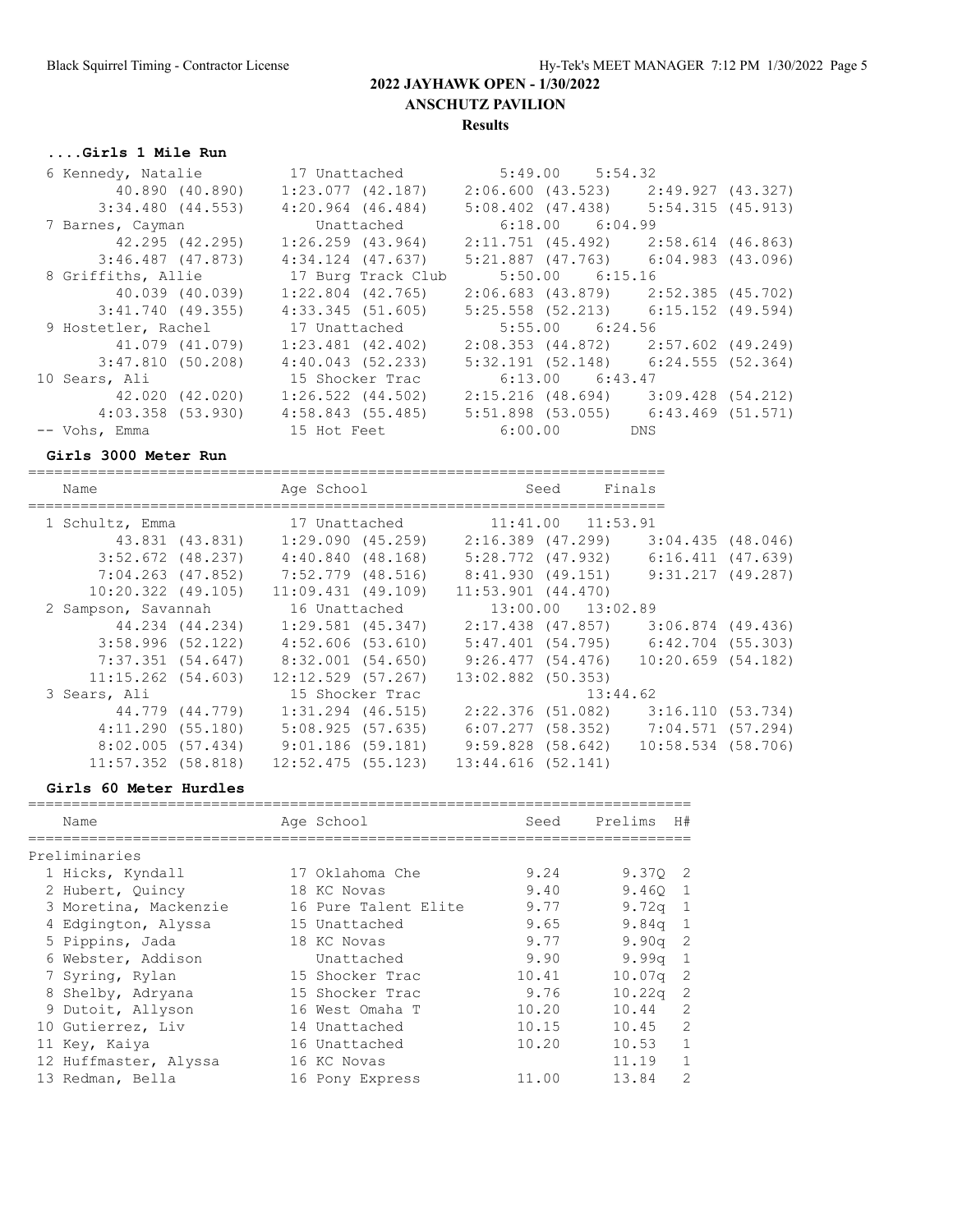**2022 JAYHAWK OPEN - 1/30/2022**
**ANSCHUTZ PAVILION**
**Results**

### ....Girls 1 Mile Run

| Place | Name | Age | School | Seed | Finals |
|---|---|---|---|---|---|
| 6 | Kennedy, Natalie | 17 | Unattached | 5:49.00 | 5:54.32 |
| | 40.890 (40.890) | 1:23.077 (42.187) | 2:06.600 (43.523) | 2:49.927 (43.327) | |
| | 3:34.480 (44.553) | 4:20.964 (46.484) | 5:08.402 (47.438) | 5:54.315 (45.913) | |
| 7 | Barnes, Cayman | | Unattached | 6:18.00 | 6:04.99 |
| | 42.295 (42.295) | 1:26.259 (43.964) | 2:11.751 (45.492) | 2:58.614 (46.863) | |
| | 3:46.487 (47.873) | 4:34.124 (47.637) | 5:21.887 (47.763) | 6:04.983 (43.096) | |
| 8 | Griffiths, Allie | 17 | Burg Track Club | 5:50.00 | 6:15.16 |
| | 40.039 (40.039) | 1:22.804 (42.765) | 2:06.683 (43.879) | 2:52.385 (45.702) | |
| | 3:41.740 (49.355) | 4:33.345 (51.605) | 5:25.558 (52.213) | 6:15.152 (49.594) | |
| 9 | Hostetler, Rachel | 17 | Unattached | 5:55.00 | 6:24.56 |
| | 41.079 (41.079) | 1:23.481 (42.402) | 2:08.353 (44.872) | 2:57.602 (49.249) | |
| | 3:47.810 (50.208) | 4:40.043 (52.233) | 5:32.191 (52.148) | 6:24.555 (52.364) | |
| 10 | Sears, Ali | 15 | Shocker Trac | 6:13.00 | 6:43.47 |
| | 42.020 (42.020) | 1:26.522 (44.502) | 2:15.216 (48.694) | 3:09.428 (54.212) | |
| | 4:03.358 (53.930) | 4:58.843 (55.485) | 5:51.898 (53.055) | 6:43.469 (51.571) | |
| -- | Vohs, Emma | 15 | Hot Feet | 6:00.00 | DNS |

### Girls 3000 Meter Run

| Place | Name | Age | School | Seed | Finals |
|---|---|---|---|---|---|
| 1 | Schultz, Emma | 17 | Unattached | 11:41.00 | 11:53.91 |
| | 43.831 (43.831) | 1:29.090 (45.259) | 2:16.389 (47.299) | 3:04.435 (48.046) | |
| | 3:52.672 (48.237) | 4:40.840 (48.168) | 5:28.772 (47.932) | 6:16.411 (47.639) | |
| | 7:04.263 (47.852) | 7:52.779 (48.516) | 8:41.930 (49.151) | 9:31.217 (49.287) | |
| | 10:20.322 (49.105) | 11:09.431 (49.109) | 11:53.901 (44.470) | | |
| 2 | Sampson, Savannah | 16 | Unattached | 13:00.00 | 13:02.89 |
| | 44.234 (44.234) | 1:29.581 (45.347) | 2:17.438 (47.857) | 3:06.874 (49.436) | |
| | 3:58.996 (52.122) | 4:52.606 (53.610) | 5:47.401 (54.795) | 6:42.704 (55.303) | |
| | 7:37.351 (54.647) | 8:32.001 (54.650) | 9:26.477 (54.476) | 10:20.659 (54.182) | |
| | 11:15.262 (54.603) | 12:12.529 (57.267) | 13:02.882 (50.353) | | |
| 3 | Sears, Ali | 15 | Shocker Trac | | 13:44.62 |
| | 44.779 (44.779) | 1:31.294 (46.515) | 2:22.376 (51.082) | 3:16.110 (53.734) | |
| | 4:11.290 (55.180) | 5:08.925 (57.635) | 6:07.277 (58.352) | 7:04.571 (57.294) | |
| | 8:02.005 (57.434) | 9:01.186 (59.181) | 9:59.828 (58.642) | 10:58.534 (58.706) | |
| | 11:57.352 (58.818) | 12:52.475 (55.123) | 13:44.616 (52.141) | | |

### Girls 60 Meter Hurdles

Preliminaries

| Place | Name | Age | School | Seed | Prelims | H# |
|---|---|---|---|---|---|---|
| 1 | Hicks, Kyndall | 17 | Oklahoma Che | 9.24 | 9.37Q | 2 |
| 2 | Hubert, Quincy | 18 | KC Novas | 9.40 | 9.46Q | 1 |
| 3 | Moretina, Mackenzie | 16 | Pure Talent Elite | 9.77 | 9.72q | 1 |
| 4 | Edgington, Alyssa | 15 | Unattached | 9.65 | 9.84q | 1 |
| 5 | Pippins, Jada | 18 | KC Novas | 9.77 | 9.90q | 2 |
| 6 | Webster, Addison | | Unattached | 9.90 | 9.99q | 1 |
| 7 | Syring, Rylan | 15 | Shocker Trac | 10.41 | 10.07q | 2 |
| 8 | Shelby, Adryana | 15 | Shocker Trac | 9.76 | 10.22q | 2 |
| 9 | Dutoit, Allyson | 16 | West Omaha T | 10.20 | 10.44 | 2 |
| 10 | Gutierrez, Liv | 14 | Unattached | 10.15 | 10.45 | 2 |
| 11 | Key, Kaiya | 16 | Unattached | 10.20 | 10.53 | 1 |
| 12 | Huffmaster, Alyssa | 16 | KC Novas | | 11.19 | 1 |
| 13 | Redman, Bella | 16 | Pony Express | 11.00 | 13.84 | 2 |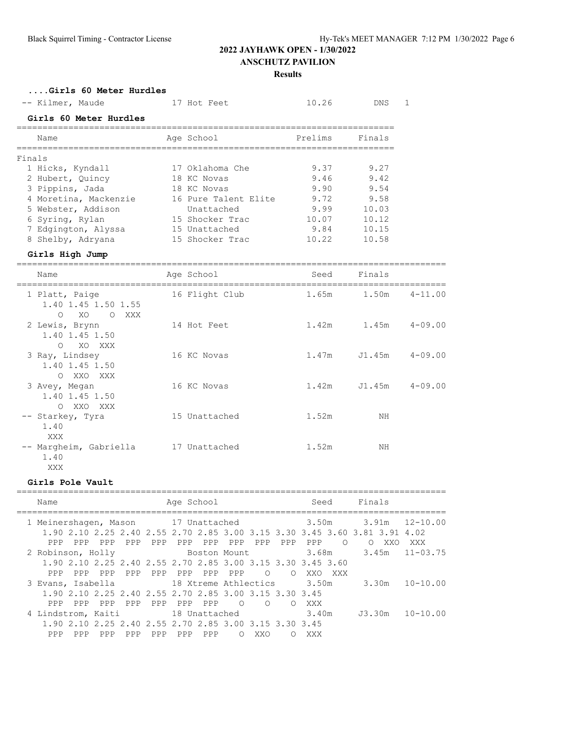# 2022 JAYHAWK OPEN - 1/30/2022

## ANSCHUTZ PAVILION

### Results

**....Girls 60 Meter Hurdles**

| Name | Age | School | Prelims | Finals | Heat |
|---|---|---|---|---|---|
| -- Kilmer, Maude | 17 | Hot Feet | 10.26 | DNS | 1 |

**Girls 60 Meter Hurdles**

| Name | Age | School | Prelims | Finals |
|---|---|---|---|---|
| **Finals** | | | | |
| 1 Hicks, Kyndall | 17 | Oklahoma Che | 9.37 | 9.27 |
| 2 Hubert, Quincy | 18 | KC Novas | 9.46 | 9.42 |
| 3 Pippins, Jada | 18 | KC Novas | 9.90 | 9.54 |
| 4 Moretina, Mackenzie | 16 | Pure Talent Elite | 9.72 | 9.58 |
| 5 Webster, Addison | | Unattached | 9.99 | 10.03 |
| 6 Syring, Rylan | 15 | Shocker Trac | 10.07 | 10.12 |
| 7 Edgington, Alyssa | 15 | Unattached | 9.84 | 10.15 |
| 8 Shelby, Adryana | 15 | Shocker Trac | 10.22 | 10.58 |

**Girls High Jump**

| Name | Age | School | Seed | Finals | |
|---|---|---|---|---|---|
| 1 Platt, Paige | 16 | Flight Club | 1.65m | 1.50m | 4-11.00 |
| 1.40 1.45 1.50 1.55 | | | | | |
| O XO O XXX | | | | | |
| 2 Lewis, Brynn | 14 | Hot Feet | 1.42m | 1.45m | 4-09.00 |
| 1.40 1.45 1.50 | | | | | |
| O XO XXX | | | | | |
| 3 Ray, Lindsey | 16 | KC Novas | 1.47m | J1.45m | 4-09.00 |
| 1.40 1.45 1.50 | | | | | |
| O XXO XXX | | | | | |
| 3 Avey, Megan | 16 | KC Novas | 1.42m | J1.45m | 4-09.00 |
| 1.40 1.45 1.50 | | | | | |
| O XXO XXX | | | | | |
| -- Starkey, Tyra | 15 | Unattached | 1.52m | NH | |
| 1.40 | | | | | |
| XXX | | | | | |
| -- Margheim, Gabriella | 17 | Unattached | 1.52m | NH | |
| 1.40 | | | | | |
| XXX | | | | | |

**Girls Pole Vault**

| Name | Age | School | Seed | Finals | |
|---|---|---|---|---|---|
| 1 Meinershagen, Mason | 17 | Unattached | 3.50m | 3.91m | 12-10.00 |
| 1.90 2.10 2.25 2.40 2.55 2.70 2.85 3.00 3.15 3.30 3.45 3.60 3.81 3.91 4.02 | | | | | |
| PPP PPP PPP PPP PPP PPP PPP PPP PPP PPP PPP O O XXO XXX | | | | | |
| 2 Robinson, Holly | | Boston Mount | 3.68m | 3.45m | 11-03.75 |
| 1.90 2.10 2.25 2.40 2.55 2.70 2.85 3.00 3.15 3.30 3.45 3.60 | | | | | |
| PPP PPP PPP PPP PPP PPP PPP PPP O O XXO XXX | | | | | |
| 3 Evans, Isabella | 18 | Xtreme Athlectics | 3.50m | 3.30m | 10-10.00 |
| 1.90 2.10 2.25 2.40 2.55 2.70 2.85 3.00 3.15 3.30 3.45 | | | | | |
| PPP PPP PPP PPP PPP PPP PPP O O O XXX | | | | | |
| 4 Lindstrom, Kaiti | 18 | Unattached | 3.40m | J3.30m | 10-10.00 |
| 1.90 2.10 2.25 2.40 2.55 2.70 2.85 3.00 3.15 3.30 3.45 | | | | | |
| PPP PPP PPP PPP PPP PPP PPP O XXO O XXX | | | | | |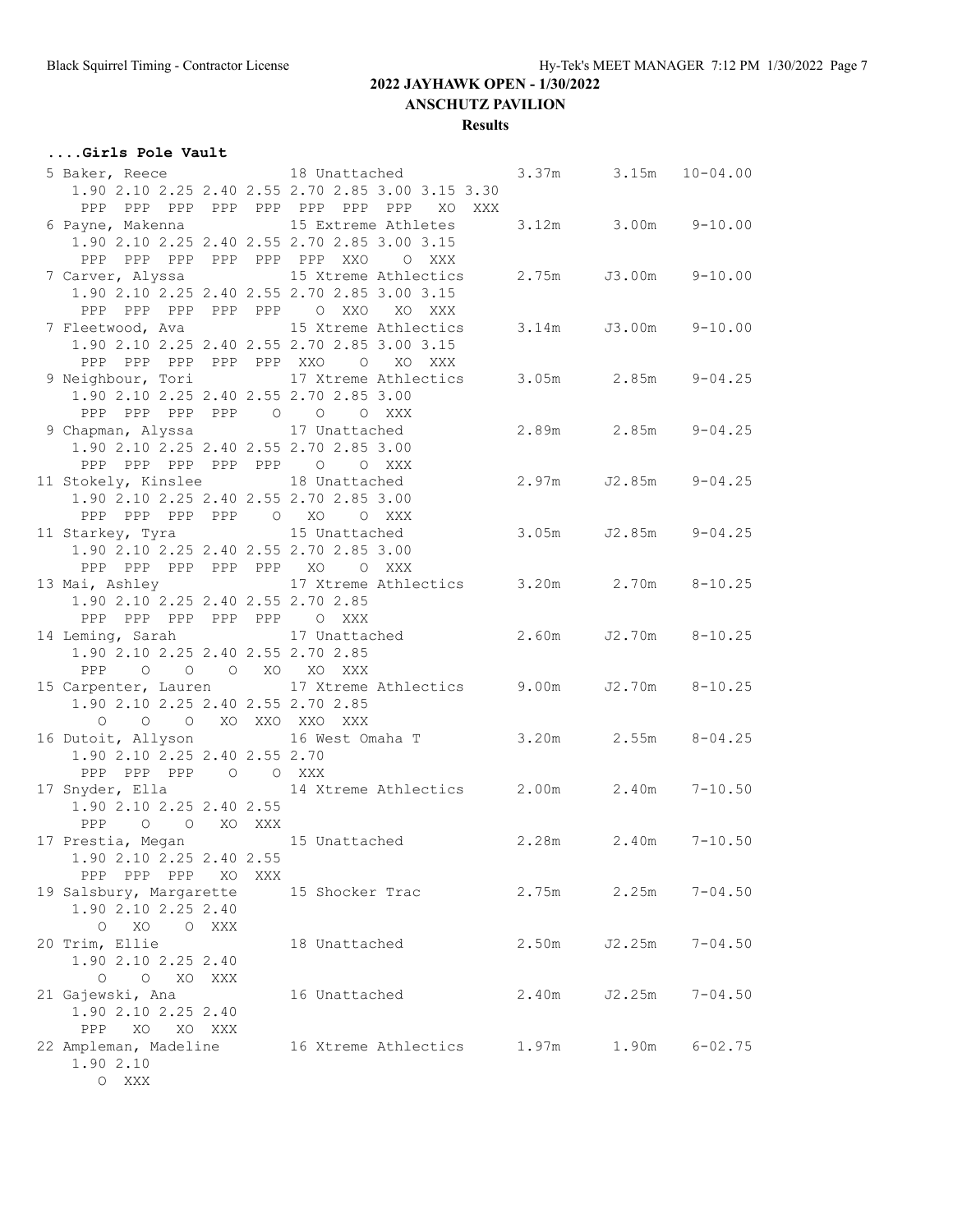## 2022 JAYHAWK OPEN - 1/30/2022

### ANSCHUTZ PAVILION

### Results

**....Girls Pole Vault**

```
 5 Baker, Reece             18 Unattached             3.37m      3.15m   10-04.00 
     1.90 2.10 2.25 2.40 2.55 2.70 2.85 3.00 3.15 3.30
      PPP  PPP  PPP  PPP  PPP  PPP  PPP  PPP   XO  XXX
 6 Payne, Makenna           15 Extreme Athletes       3.12m      3.00m    9-10.00 
     1.90 2.10 2.25 2.40 2.55 2.70 2.85 3.00 3.15
      PPP  PPP  PPP  PPP  PPP  PPP  XXO    O  XXX
 7 Carver, Alyssa           15 Xtreme Athlectics      2.75m     J3.00m    9-10.00 
     1.90 2.10 2.25 2.40 2.55 2.70 2.85 3.00 3.15
      PPP  PPP  PPP  PPP  PPP    O  XXO   XO  XXX
 7 Fleetwood, Ava           15 Xtreme Athlectics      3.14m     J3.00m    9-10.00 
     1.90 2.10 2.25 2.40 2.55 2.70 2.85 3.00 3.15
      PPP  PPP  PPP  PPP  PPP  XXO    O   XO  XXX
 9 Neighbour, Tori          17 Xtreme Athlectics      3.05m      2.85m    9-04.25 
     1.90 2.10 2.25 2.40 2.55 2.70 2.85 3.00
      PPP  PPP  PPP  PPP    O    O    O  XXX
 9 Chapman, Alyssa          17 Unattached             2.89m      2.85m    9-04.25 
     1.90 2.10 2.25 2.40 2.55 2.70 2.85 3.00
      PPP  PPP  PPP  PPP  PPP    O    O  XXX
11 Stokely, Kinslee         18 Unattached             2.97m     J2.85m    9-04.25 
     1.90 2.10 2.25 2.40 2.55 2.70 2.85 3.00
      PPP  PPP  PPP  PPP    O   XO    O  XXX
11 Starkey, Tyra            15 Unattached             3.05m     J2.85m    9-04.25 
     1.90 2.10 2.25 2.40 2.55 2.70 2.85 3.00
      PPP  PPP  PPP  PPP  PPP   XO    O  XXX
13 Mai, Ashley              17 Xtreme Athlectics      3.20m      2.70m    8-10.25 
     1.90 2.10 2.25 2.40 2.55 2.70 2.85
      PPP  PPP  PPP  PPP  PPP    O  XXX
14 Leming, Sarah            17 Unattached             2.60m     J2.70m    8-10.25 
     1.90 2.10 2.25 2.40 2.55 2.70 2.85
      PPP    O    O    O   XO   XO  XXX
15 Carpenter, Lauren        17 Xtreme Athlectics      9.00m     J2.70m    8-10.25 
     1.90 2.10 2.25 2.40 2.55 2.70 2.85
        O    O    O   XO  XXO  XXO  XXX
16 Dutoit, Allyson          16 West Omaha T           3.20m      2.55m    8-04.25 
     1.90 2.10 2.25 2.40 2.55 2.70
      PPP  PPP  PPP    O    O  XXX
17 Snyder, Ella             14 Xtreme Athlectics      2.00m      2.40m    7-10.50 
     1.90 2.10 2.25 2.40 2.55
      PPP    O    O   XO  XXX
17 Prestia, Megan           15 Unattached             2.28m      2.40m    7-10.50 
     1.90 2.10 2.25 2.40 2.55
      PPP  PPP  PPP   XO  XXX
19 Salsbury, Margarette     15 Shocker Trac           2.75m      2.25m    7-04.50 
     1.90 2.10 2.25 2.40
        O   XO    O  XXX
20 Trim, Ellie              18 Unattached             2.50m     J2.25m    7-04.50 
     1.90 2.10 2.25 2.40
        O    O   XO  XXX
21 Gajewski, Ana            16 Unattached             2.40m     J2.25m    7-04.50 
     1.90 2.10 2.25 2.40
      PPP   XO   XO  XXX
22 Ampleman, Madeline       16 Xtreme Athlectics      1.97m      1.90m    6-02.75 
     1.90 2.10
        O  XXX
```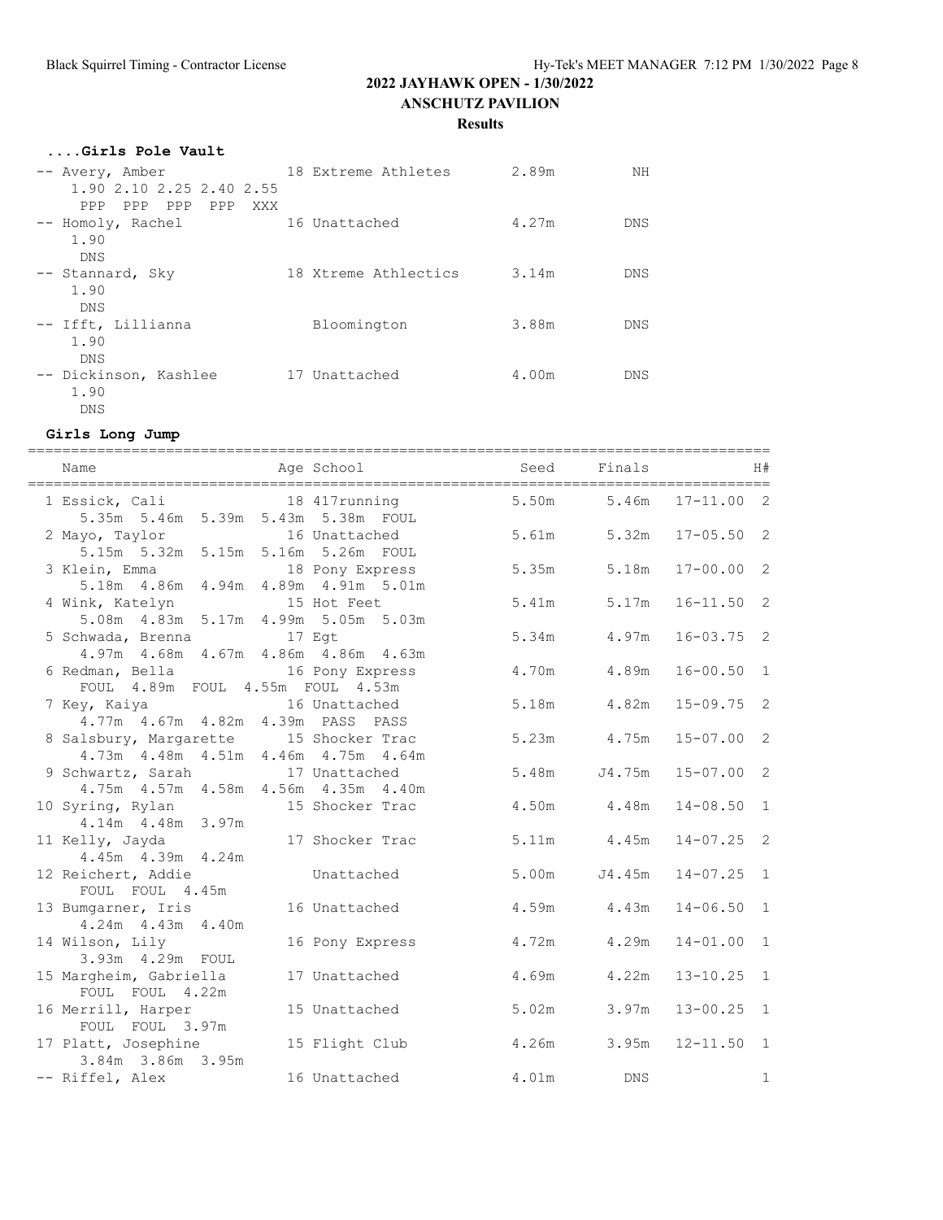## 2022 JAYHAWK OPEN - 1/30/2022
## ANSCHUTZ PAVILION
### Results

### ....Girls Pole Vault

| Name | Age | School | Seed | Finals |
|---|---|---|---|---|
| -- Avery, Amber | 18 | Extreme Athletes | 2.89m | NH |
| 1.90 2.10 2.25 2.40 2.55 | | | | |
| PPP PPP PPP PPP XXX | | | | |
| -- Homoly, Rachel | 16 | Unattached | 4.27m | DNS |
| 1.90 | | | | |
| DNS | | | | |
| -- Stannard, Sky | 18 | Xtreme Athlectics | 3.14m | DNS |
| 1.90 | | | | |
| DNS | | | | |
| -- Ifft, Lillianna | | Bloomington | 3.88m | DNS |
| 1.90 | | | | |
| DNS | | | | |
| -- Dickinson, Kashlee | 17 | Unattached | 4.00m | DNS |
| 1.90 | | | | |
| DNS | | | | |

### Girls Long Jump

| Name | Age | School | Seed | Finals | | H# |
|---|---|---|---|---|---|---|
| 1 Essick, Cali | 18 | 417running | 5.50m | 5.46m | 17-11.00 | 2 |
| 5.35m 5.46m 5.39m 5.43m 5.38m FOUL | | | | | | |
| 2 Mayo, Taylor | 16 | Unattached | 5.61m | 5.32m | 17-05.50 | 2 |
| 5.15m 5.32m 5.15m 5.16m 5.26m FOUL | | | | | | |
| 3 Klein, Emma | 18 | Pony Express | 5.35m | 5.18m | 17-00.00 | 2 |
| 5.18m 4.86m 4.94m 4.89m 4.91m 5.01m | | | | | | |
| 4 Wink, Katelyn | 15 | Hot Feet | 5.41m | 5.17m | 16-11.50 | 2 |
| 5.08m 4.83m 5.17m 4.99m 5.05m 5.03m | | | | | | |
| 5 Schwada, Brenna | 17 | Egt | 5.34m | 4.97m | 16-03.75 | 2 |
| 4.97m 4.68m 4.67m 4.86m 4.86m 4.63m | | | | | | |
| 6 Redman, Bella | 16 | Pony Express | 4.70m | 4.89m | 16-00.50 | 1 |
| FOUL 4.89m FOUL 4.55m FOUL 4.53m | | | | | | |
| 7 Key, Kaiya | 16 | Unattached | 5.18m | 4.82m | 15-09.75 | 2 |
| 4.77m 4.67m 4.82m 4.39m PASS PASS | | | | | | |
| 8 Salsbury, Margarette | 15 | Shocker Trac | 5.23m | 4.75m | 15-07.00 | 2 |
| 4.73m 4.48m 4.51m 4.46m 4.75m 4.64m | | | | | | |
| 9 Schwartz, Sarah | 17 | Unattached | 5.48m | J4.75m | 15-07.00 | 2 |
| 4.75m 4.57m 4.58m 4.56m 4.35m 4.40m | | | | | | |
| 10 Syring, Rylan | 15 | Shocker Trac | 4.50m | 4.48m | 14-08.50 | 1 |
| 4.14m 4.48m 3.97m | | | | | | |
| 11 Kelly, Jayda | 17 | Shocker Trac | 5.11m | 4.45m | 14-07.25 | 2 |
| 4.45m 4.39m 4.24m | | | | | | |
| 12 Reichert, Addie | | Unattached | 5.00m | J4.45m | 14-07.25 | 1 |
| FOUL FOUL 4.45m | | | | | | |
| 13 Bumgarner, Iris | 16 | Unattached | 4.59m | 4.43m | 14-06.50 | 1 |
| 4.24m 4.43m 4.40m | | | | | | |
| 14 Wilson, Lily | 16 | Pony Express | 4.72m | 4.29m | 14-01.00 | 1 |
| 3.93m 4.29m FOUL | | | | | | |
| 15 Margheim, Gabriella | 17 | Unattached | 4.69m | 4.22m | 13-10.25 | 1 |
| FOUL FOUL 4.22m | | | | | | |
| 16 Merrill, Harper | 15 | Unattached | 5.02m | 3.97m | 13-00.25 | 1 |
| FOUL FOUL 3.97m | | | | | | |
| 17 Platt, Josephine | 15 | Flight Club | 4.26m | 3.95m | 12-11.50 | 1 |
| 3.84m 3.86m 3.95m | | | | | | |
| -- Riffel, Alex | 16 | Unattached | 4.01m | DNS | | 1 |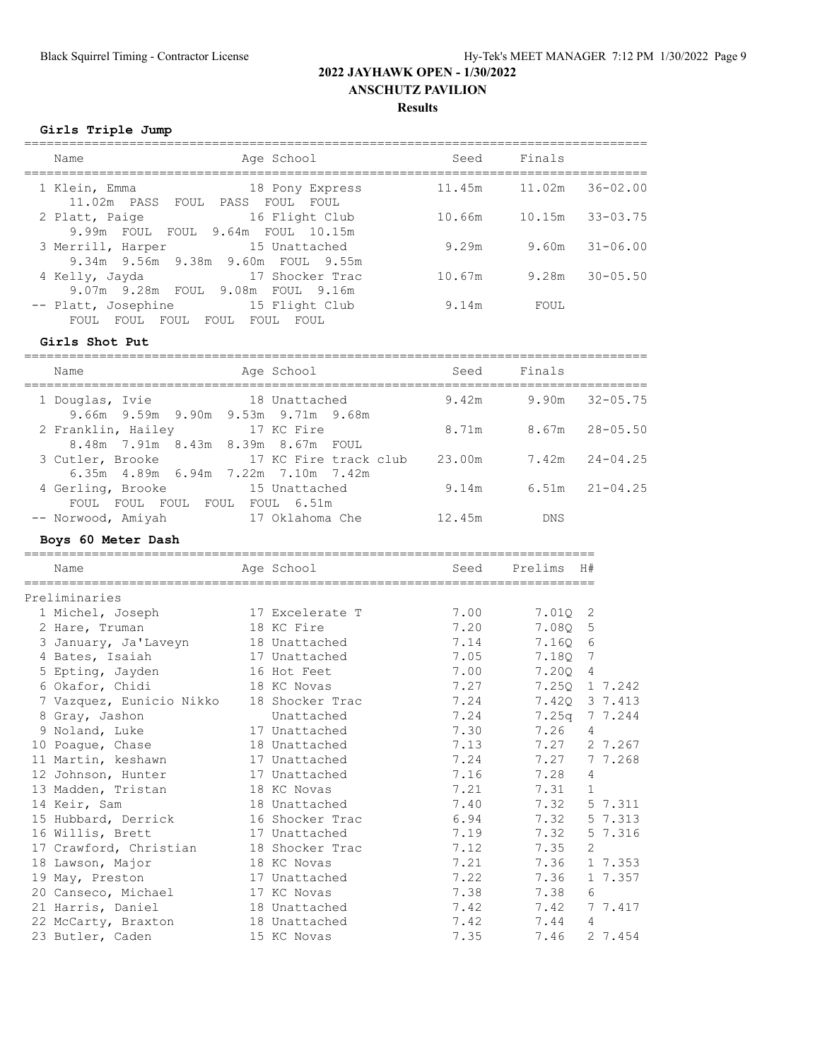**2022 JAYHAWK OPEN - 1/30/2022**
**ANSCHUTZ PAVILION**
**Results**

### Girls Triple Jump

| Name | Age | School | Seed | Finals | |
|---|---|---|---|---|---|
| 1 Klein, Emma | 18 | Pony Express | 11.45m | 11.02m | 36-02.00 |
| 11.02m PASS FOUL PASS FOUL FOUL | | | | | |
| 2 Platt, Paige | 16 | Flight Club | 10.66m | 10.15m | 33-03.75 |
| 9.99m FOUL FOUL 9.64m FOUL 10.15m | | | | | |
| 3 Merrill, Harper | 15 | Unattached | 9.29m | 9.60m | 31-06.00 |
| 9.34m 9.56m 9.38m 9.60m FOUL 9.55m | | | | | |
| 4 Kelly, Jayda | 17 | Shocker Trac | 10.67m | 9.28m | 30-05.50 |
| 9.07m 9.28m FOUL 9.08m FOUL 9.16m | | | | | |
| -- Platt, Josephine | 15 | Flight Club | 9.14m | FOUL | |
| FOUL FOUL FOUL FOUL FOUL FOUL | | | | | |

### Girls Shot Put

| Name | Age | School | Seed | Finals | |
|---|---|---|---|---|---|
| 1 Douglas, Ivie | 18 | Unattached | 9.42m | 9.90m | 32-05.75 |
| 9.66m 9.59m 9.90m 9.53m 9.71m 9.68m | | | | | |
| 2 Franklin, Hailey | 17 | KC Fire | 8.71m | 8.67m | 28-05.50 |
| 8.48m 7.91m 8.43m 8.39m 8.67m FOUL | | | | | |
| 3 Cutler, Brooke | 17 | KC Fire track club | 23.00m | 7.42m | 24-04.25 |
| 6.35m 4.89m 6.94m 7.22m 7.10m 7.42m | | | | | |
| 4 Gerling, Brooke | 15 | Unattached | 9.14m | 6.51m | 21-04.25 |
| FOUL FOUL FOUL FOUL FOUL 6.51m | | | | | |
| -- Norwood, Amiyah | 17 | Oklahoma Che | 12.45m | DNS | |

### Boys 60 Meter Dash

| Name | Age | School | Seed | Prelims | H# | |
|---|---|---|---|---|---|---|
| **Preliminaries** | | | | | | |
| 1 Michel, Joseph | 17 | Excelerate T | 7.00 | 7.01Q | 2 | |
| 2 Hare, Truman | 18 | KC Fire | 7.20 | 7.08Q | 5 | |
| 3 January, Ja'Laveyn | 18 | Unattached | 7.14 | 7.16Q | 6 | |
| 4 Bates, Isaiah | 17 | Unattached | 7.05 | 7.18Q | 7 | |
| 5 Epting, Jayden | 16 | Hot Feet | 7.00 | 7.20Q | 4 | |
| 6 Okafor, Chidi | 18 | KC Novas | 7.27 | 7.25Q | 1 | 7.242 |
| 7 Vazquez, Eunicio Nikko | 18 | Shocker Trac | 7.24 | 7.42Q | 3 | 7.413 |
| 8 Gray, Jashon | | Unattached | 7.24 | 7.25q | 7 | 7.244 |
| 9 Noland, Luke | 17 | Unattached | 7.30 | 7.26 | 4 | |
| 10 Poague, Chase | 18 | Unattached | 7.13 | 7.27 | 2 | 7.267 |
| 11 Martin, keshawn | 17 | Unattached | 7.24 | 7.27 | 7 | 7.268 |
| 12 Johnson, Hunter | 17 | Unattached | 7.16 | 7.28 | 4 | |
| 13 Madden, Tristan | 18 | KC Novas | 7.21 | 7.31 | 1 | |
| 14 Keir, Sam | 18 | Unattached | 7.40 | 7.32 | 5 | 7.311 |
| 15 Hubbard, Derrick | 16 | Shocker Trac | 6.94 | 7.32 | 5 | 7.313 |
| 16 Willis, Brett | 17 | Unattached | 7.19 | 7.32 | 5 | 7.316 |
| 17 Crawford, Christian | 18 | Shocker Trac | 7.12 | 7.35 | 2 | |
| 18 Lawson, Major | 18 | KC Novas | 7.21 | 7.36 | 1 | 7.353 |
| 19 May, Preston | 17 | Unattached | 7.22 | 7.36 | 1 | 7.357 |
| 20 Canseco, Michael | 17 | KC Novas | 7.38 | 7.38 | 6 | |
| 21 Harris, Daniel | 18 | Unattached | 7.42 | 7.42 | 7 | 7.417 |
| 22 McCarty, Braxton | 18 | Unattached | 7.42 | 7.44 | 4 | |
| 23 Butler, Caden | 15 | KC Novas | 7.35 | 7.46 | 2 | 7.454 |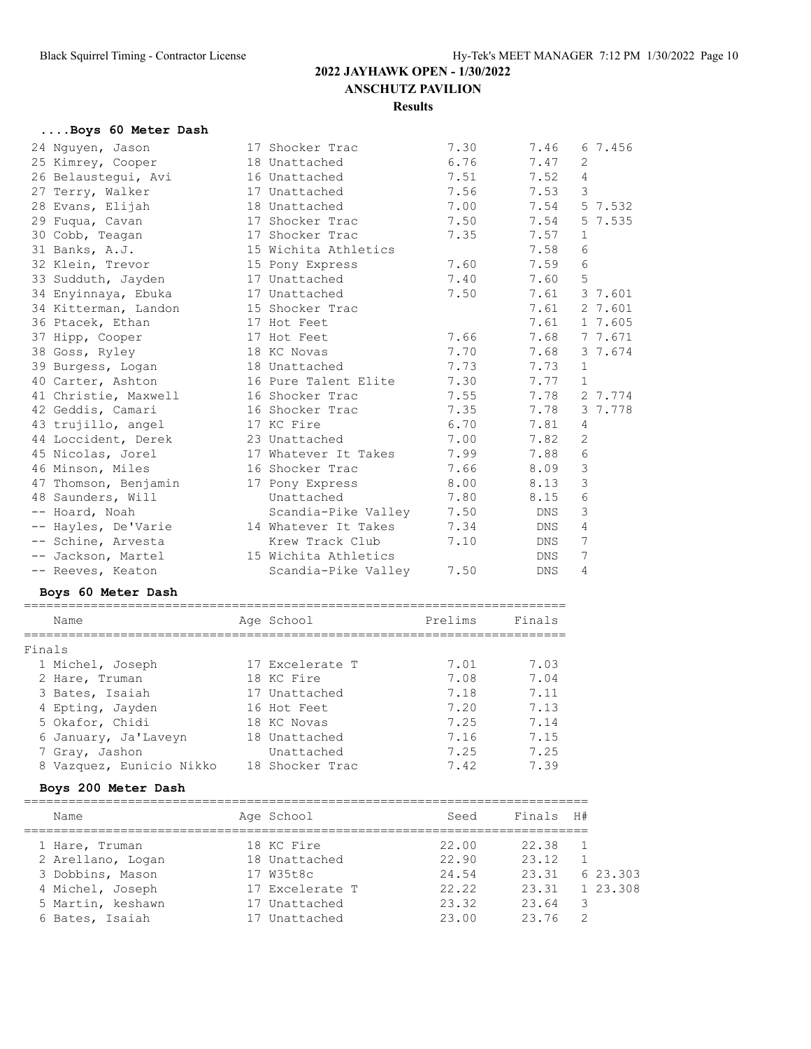## 2022 JAYHAWK OPEN - 1/30/2022

**ANSCHUTZ PAVILION**

**Results**

### ....Boys 60 Meter Dash

| Place | Name | Age | School | Seed | Finals | H# | Tiebreak |
|---|---|---|---|---|---|---|---|
| 24 | Nguyen, Jason | 17 | Shocker Trac | 7.30 | 7.46 | 6 | 7.456 |
| 25 | Kimrey, Cooper | 18 | Unattached | 6.76 | 7.47 | 2 | |
| 26 | Belaustegui, Avi | 16 | Unattached | 7.51 | 7.52 | 4 | |
| 27 | Terry, Walker | 17 | Unattached | 7.56 | 7.53 | 3 | |
| 28 | Evans, Elijah | 18 | Unattached | 7.00 | 7.54 | 5 | 7.532 |
| 29 | Fuqua, Cavan | 17 | Shocker Trac | 7.50 | 7.54 | 5 | 7.535 |
| 30 | Cobb, Teagan | 17 | Shocker Trac | 7.35 | 7.57 | 1 | |
| 31 | Banks, A.J. | 15 | Wichita Athletics | | 7.58 | 6 | |
| 32 | Klein, Trevor | 15 | Pony Express | 7.60 | 7.59 | 6 | |
| 33 | Sudduth, Jayden | 17 | Unattached | 7.40 | 7.60 | 5 | |
| 34 | Enyinnaya, Ebuka | 17 | Unattached | 7.50 | 7.61 | 3 | 7.601 |
| 34 | Kitterman, Landon | 15 | Shocker Trac | | 7.61 | 2 | 7.601 |
| 36 | Ptacek, Ethan | 17 | Hot Feet | | 7.61 | 1 | 7.605 |
| 37 | Hipp, Cooper | 17 | Hot Feet | 7.66 | 7.68 | 7 | 7.671 |
| 38 | Goss, Ryley | 18 | KC Novas | 7.70 | 7.68 | 3 | 7.674 |
| 39 | Burgess, Logan | 18 | Unattached | 7.73 | 7.73 | 1 | |
| 40 | Carter, Ashton | 16 | Pure Talent Elite | 7.30 | 7.77 | 1 | |
| 41 | Christie, Maxwell | 16 | Shocker Trac | 7.55 | 7.78 | 2 | 7.774 |
| 42 | Geddis, Camari | 16 | Shocker Trac | 7.35 | 7.78 | 3 | 7.778 |
| 43 | trujillo, angel | 17 | KC Fire | 6.70 | 7.81 | 4 | |
| 44 | Loccident, Derek | 23 | Unattached | 7.00 | 7.82 | 2 | |
| 45 | Nicolas, Jorel | 17 | Whatever It Takes | 7.99 | 7.88 | 6 | |
| 46 | Minson, Miles | 16 | Shocker Trac | 7.66 | 8.09 | 3 | |
| 47 | Thomson, Benjamin | 17 | Pony Express | 8.00 | 8.13 | 3 | |
| 48 | Saunders, Will | | Unattached | 7.80 | 8.15 | 6 | |
| -- | Hoard, Noah | | Scandia-Pike Valley | 7.50 | DNS | 3 | |
| -- | Hayles, De'Varie | 14 | Whatever It Takes | 7.34 | DNS | 4 | |
| -- | Schine, Arvesta | | Krew Track Club | 7.10 | DNS | 7 | |
| -- | Jackson, Martel | 15 | Wichita Athletics | | DNS | 7 | |
| -- | Reeves, Keaton | | Scandia-Pike Valley | 7.50 | DNS | 4 | |

### Boys 60 Meter Dash

Finals

| Place | Name | Age | School | Prelims | Finals |
|---|---|---|---|---|---|
| 1 | Michel, Joseph | 17 | Excelerate T | 7.01 | 7.03 |
| 2 | Hare, Truman | 18 | KC Fire | 7.08 | 7.04 |
| 3 | Bates, Isaiah | 17 | Unattached | 7.18 | 7.11 |
| 4 | Epting, Jayden | 16 | Hot Feet | 7.20 | 7.13 |
| 5 | Okafor, Chidi | 18 | KC Novas | 7.25 | 7.14 |
| 6 | January, Ja'Laveyn | 18 | Unattached | 7.16 | 7.15 |
| 7 | Gray, Jashon | | Unattached | 7.25 | 7.25 |
| 8 | Vazquez, Eunicio Nikko | 18 | Shocker Trac | 7.42 | 7.39 |

### Boys 200 Meter Dash

| Place | Name | Age | School | Seed | Finals | H# | Tiebreak |
|---|---|---|---|---|---|---|---|
| 1 | Hare, Truman | 18 | KC Fire | 22.00 | 22.38 | 1 | |
| 2 | Arellano, Logan | 18 | Unattached | 22.90 | 23.12 | 1 | |
| 3 | Dobbins, Mason | 17 | W35t8c | 24.54 | 23.31 | 6 | 23.303 |
| 4 | Michel, Joseph | 17 | Excelerate T | 22.22 | 23.31 | 1 | 23.308 |
| 5 | Martin, keshawn | 17 | Unattached | 23.32 | 23.64 | 3 | |
| 6 | Bates, Isaiah | 17 | Unattached | 23.00 | 23.76 | 2 | |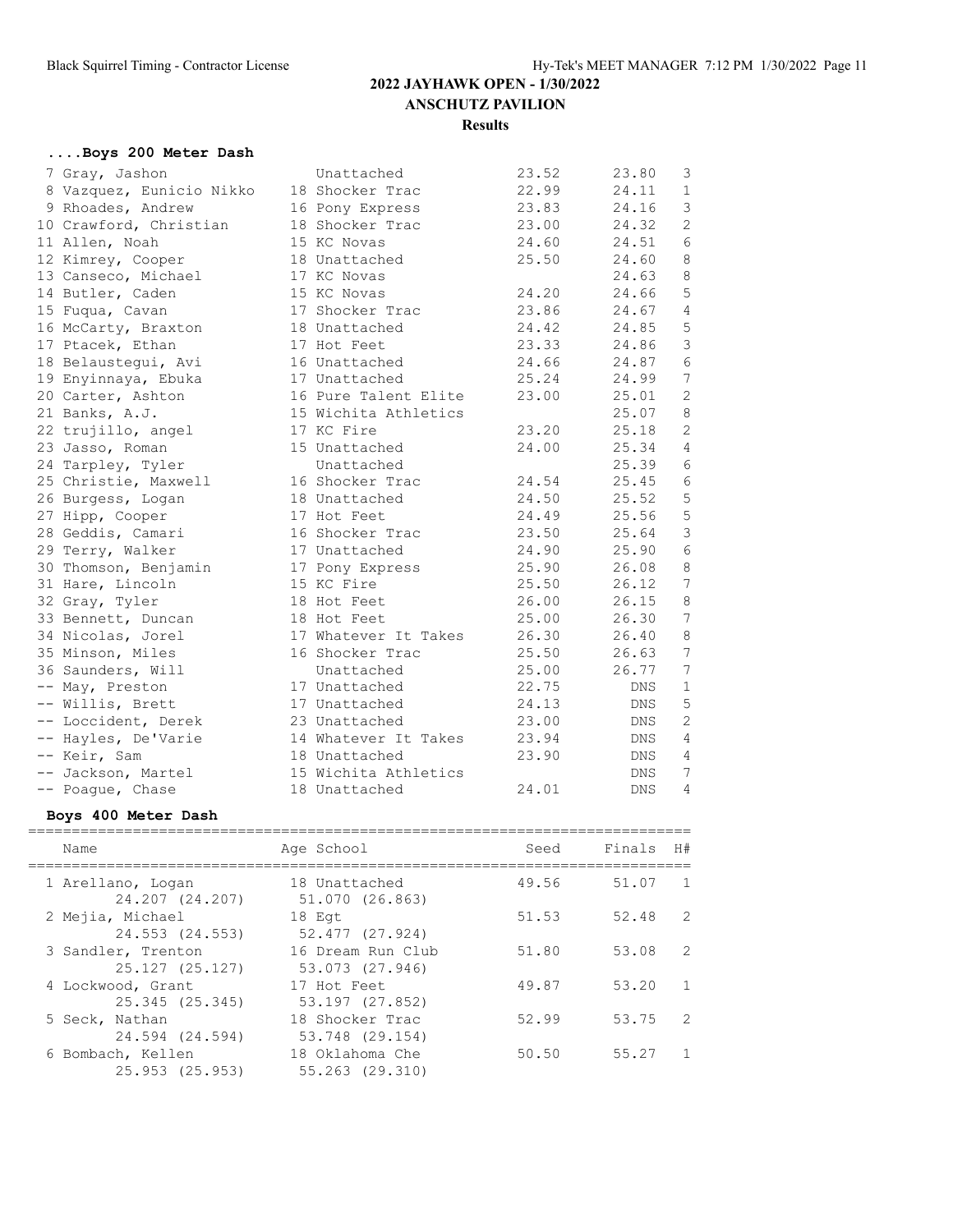# 2022 JAYHAWK OPEN - 1/30/2022

## ANSCHUTZ PAVILION

### Results

#### ....Boys 200 Meter Dash

| Place | Name | Age | School | Seed | Finals | H# |
|---|---|---|---|---|---|---|
| 7 | Gray, Jashon | | Unattached | 23.52 | 23.80 | 3 |
| 8 | Vazquez, Eunicio Nikko | 18 | Shocker Trac | 22.99 | 24.11 | 1 |
| 9 | Rhoades, Andrew | 16 | Pony Express | 23.83 | 24.16 | 3 |
| 10 | Crawford, Christian | 18 | Shocker Trac | 23.00 | 24.32 | 2 |
| 11 | Allen, Noah | 15 | KC Novas | 24.60 | 24.51 | 6 |
| 12 | Kimrey, Cooper | 18 | Unattached | 25.50 | 24.60 | 8 |
| 13 | Canseco, Michael | 17 | KC Novas | | 24.63 | 8 |
| 14 | Butler, Caden | 15 | KC Novas | 24.20 | 24.66 | 5 |
| 15 | Fuqua, Cavan | 17 | Shocker Trac | 23.86 | 24.67 | 4 |
| 16 | McCarty, Braxton | 18 | Unattached | 24.42 | 24.85 | 5 |
| 17 | Ptacek, Ethan | 17 | Hot Feet | 23.33 | 24.86 | 3 |
| 18 | Belaustegui, Avi | 16 | Unattached | 24.66 | 24.87 | 6 |
| 19 | Enyinnaya, Ebuka | 17 | Unattached | 25.24 | 24.99 | 7 |
| 20 | Carter, Ashton | 16 | Pure Talent Elite | 23.00 | 25.01 | 2 |
| 21 | Banks, A.J. | 15 | Wichita Athletics | | 25.07 | 8 |
| 22 | trujillo, angel | 17 | KC Fire | 23.20 | 25.18 | 2 |
| 23 | Jasso, Roman | 15 | Unattached | 24.00 | 25.34 | 4 |
| 24 | Tarpley, Tyler | | Unattached | | 25.39 | 6 |
| 25 | Christie, Maxwell | 16 | Shocker Trac | 24.54 | 25.45 | 6 |
| 26 | Burgess, Logan | 18 | Unattached | 24.50 | 25.52 | 5 |
| 27 | Hipp, Cooper | 17 | Hot Feet | 24.49 | 25.56 | 5 |
| 28 | Geddis, Camari | 16 | Shocker Trac | 23.50 | 25.64 | 3 |
| 29 | Terry, Walker | 17 | Unattached | 24.90 | 25.90 | 6 |
| 30 | Thomson, Benjamin | 17 | Pony Express | 25.90 | 26.08 | 8 |
| 31 | Hare, Lincoln | 15 | KC Fire | 25.50 | 26.12 | 7 |
| 32 | Gray, Tyler | 18 | Hot Feet | 26.00 | 26.15 | 8 |
| 33 | Bennett, Duncan | 18 | Hot Feet | 25.00 | 26.30 | 7 |
| 34 | Nicolas, Jorel | 17 | Whatever It Takes | 26.30 | 26.40 | 8 |
| 35 | Minson, Miles | 16 | Shocker Trac | 25.50 | 26.63 | 7 |
| 36 | Saunders, Will | | Unattached | 25.00 | 26.77 | 7 |
| -- | May, Preston | 17 | Unattached | 22.75 | DNS | 1 |
| -- | Willis, Brett | 17 | Unattached | 24.13 | DNS | 5 |
| -- | Loccident, Derek | 23 | Unattached | 23.00 | DNS | 2 |
| -- | Hayles, De'Varie | 14 | Whatever It Takes | 23.94 | DNS | 4 |
| -- | Keir, Sam | 18 | Unattached | 23.90 | DNS | 4 |
| -- | Jackson, Martel | 15 | Wichita Athletics | | DNS | 7 |
| -- | Poague, Chase | 18 | Unattached | 24.01 | DNS | 4 |

#### Boys 400 Meter Dash

| Place | Name | Age | School | Seed | Finals | H# |
|---|---|---|---|---|---|---|
| 1 | Arellano, Logan | 18 | Unattached | 49.56 | 51.07 | 1 |
| | 24.207 (24.207) | | 51.070 (26.863) | | | |
| 2 | Mejia, Michael | 18 | Egt | 51.53 | 52.48 | 2 |
| | 24.553 (24.553) | | 52.477 (27.924) | | | |
| 3 | Sandler, Trenton | 16 | Dream Run Club | 51.80 | 53.08 | 2 |
| | 25.127 (25.127) | | 53.073 (27.946) | | | |
| 4 | Lockwood, Grant | 17 | Hot Feet | 49.87 | 53.20 | 1 |
| | 25.345 (25.345) | | 53.197 (27.852) | | | |
| 5 | Seck, Nathan | 18 | Shocker Trac | 52.99 | 53.75 | 2 |
| | 24.594 (24.594) | | 53.748 (29.154) | | | |
| 6 | Bombach, Kellen | 18 | Oklahoma Che | 50.50 | 55.27 | 1 |
| | 25.953 (25.953) | | 55.263 (29.310) | | | |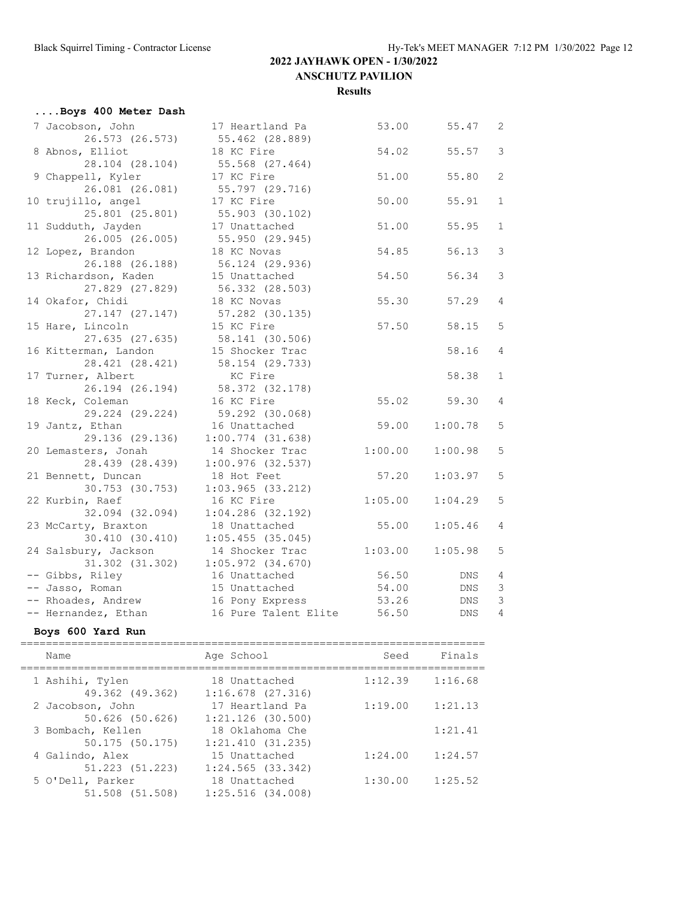## 2022 JAYHAWK OPEN - 1/30/2022

**ANSCHUTZ PAVILION**

**Results**

### ....Boys 400 Meter Dash

| Place | Name | Age | School | Seed | Finals | H# |
|---|---|---|---|---|---|---|
| 7 | Jacobson, John | 17 | Heartland Pa | 53.00 | 55.47 | 2 |
| | 26.573 (26.573) | | 55.462 (28.889) | | | |
| 8 | Abnos, Elliot | 18 | KC Fire | 54.02 | 55.57 | 3 |
| | 28.104 (28.104) | | 55.568 (27.464) | | | |
| 9 | Chappell, Kyler | 17 | KC Fire | 51.00 | 55.80 | 2 |
| | 26.081 (26.081) | | 55.797 (29.716) | | | |
| 10 | trujillo, angel | 17 | KC Fire | 50.00 | 55.91 | 1 |
| | 25.801 (25.801) | | 55.903 (30.102) | | | |
| 11 | Sudduth, Jayden | 17 | Unattached | 51.00 | 55.95 | 1 |
| | 26.005 (26.005) | | 55.950 (29.945) | | | |
| 12 | Lopez, Brandon | 18 | KC Novas | 54.85 | 56.13 | 3 |
| | 26.188 (26.188) | | 56.124 (29.936) | | | |
| 13 | Richardson, Kaden | 15 | Unattached | 54.50 | 56.34 | 3 |
| | 27.829 (27.829) | | 56.332 (28.503) | | | |
| 14 | Okafor, Chidi | 18 | KC Novas | 55.30 | 57.29 | 4 |
| | 27.147 (27.147) | | 57.282 (30.135) | | | |
| 15 | Hare, Lincoln | 15 | KC Fire | 57.50 | 58.15 | 5 |
| | 27.635 (27.635) | | 58.141 (30.506) | | | |
| 16 | Kitterman, Landon | 15 | Shocker Trac | | 58.16 | 4 |
| | 28.421 (28.421) | | 58.154 (29.733) | | | |
| 17 | Turner, Albert | | KC Fire | | 58.38 | 1 |
| | 26.194 (26.194) | | 58.372 (32.178) | | | |
| 18 | Keck, Coleman | 16 | KC Fire | 55.02 | 59.30 | 4 |
| | 29.224 (29.224) | | 59.292 (30.068) | | | |
| 19 | Jantz, Ethan | 16 | Unattached | 59.00 | 1:00.78 | 5 |
| | 29.136 (29.136) | | 1:00.774 (31.638) | | | |
| 20 | Lemasters, Jonah | 14 | Shocker Trac | 1:00.00 | 1:00.98 | 5 |
| | 28.439 (28.439) | | 1:00.976 (32.537) | | | |
| 21 | Bennett, Duncan | 18 | Hot Feet | 57.20 | 1:03.97 | 5 |
| | 30.753 (30.753) | | 1:03.965 (33.212) | | | |
| 22 | Kurbin, Raef | 16 | KC Fire | 1:05.00 | 1:04.29 | 5 |
| | 32.094 (32.094) | | 1:04.286 (32.192) | | | |
| 23 | McCarty, Braxton | 18 | Unattached | 55.00 | 1:05.46 | 4 |
| | 30.410 (30.410) | | 1:05.455 (35.045) | | | |
| 24 | Salsbury, Jackson | 14 | Shocker Trac | 1:03.00 | 1:05.98 | 5 |
| | 31.302 (31.302) | | 1:05.972 (34.670) | | | |
| -- | Gibbs, Riley | 16 | Unattached | 56.50 | DNS | 4 |
| -- | Jasso, Roman | 15 | Unattached | 54.00 | DNS | 3 |
| -- | Rhoades, Andrew | 16 | Pony Express | 53.26 | DNS | 3 |
| -- | Hernandez, Ethan | 16 | Pure Talent Elite | 56.50 | DNS | 4 |

### Boys 600 Yard Run

| Place | Name | Age | School | Seed | Finals |
|---|---|---|---|---|---|
| 1 | Ashihi, Tylen | 18 | Unattached | 1:12.39 | 1:16.68 |
| | 49.362 (49.362) | | 1:16.678 (27.316) | | |
| 2 | Jacobson, John | 17 | Heartland Pa | 1:19.00 | 1:21.13 |
| | 50.626 (50.626) | | 1:21.126 (30.500) | | |
| 3 | Bombach, Kellen | 18 | Oklahoma Che | | 1:21.41 |
| | 50.175 (50.175) | | 1:21.410 (31.235) | | |
| 4 | Galindo, Alex | 15 | Unattached | 1:24.00 | 1:24.57 |
| | 51.223 (51.223) | | 1:24.565 (33.342) | | |
| 5 | O'Dell, Parker | 18 | Unattached | 1:30.00 | 1:25.52 |
| | 51.508 (51.508) | | 1:25.516 (34.008) | | |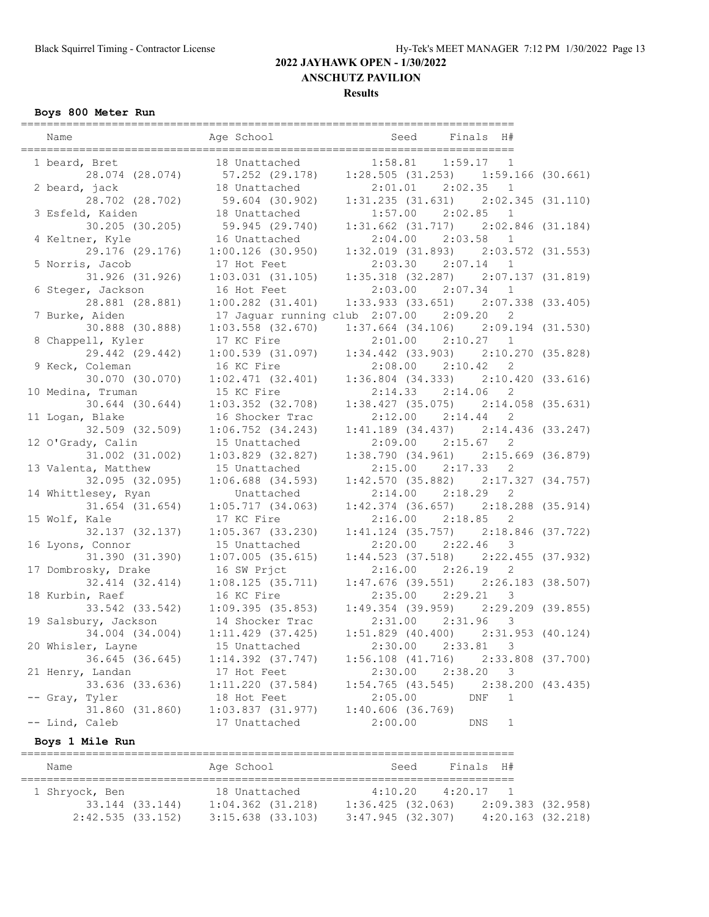# 2022 JAYHAWK OPEN - 1/30/2022

## ANSCHUTZ PAVILION

### Results

**Boys 800 Meter Run**

| | Name | Age | School | Seed | Finals | H# |
|---|---|---|---|---|---|---|
| 1 | beard, Bret | 18 | Unattached | 1:58.81 | 1:59.17 | 1 |
| | 28.074 (28.074) | 57.252 (29.178) | 1:28.505 (31.253) | 1:59.166 (30.661) | | |
| 2 | beard, jack | 18 | Unattached | 2:01.01 | 2:02.35 | 1 |
| | 28.702 (28.702) | 59.604 (30.902) | 1:31.235 (31.631) | 2:02.345 (31.110) | | |
| 3 | Esfeld, Kaiden | 18 | Unattached | 1:57.00 | 2:02.85 | 1 |
| | 30.205 (30.205) | 59.945 (29.740) | 1:31.662 (31.717) | 2:02.846 (31.184) | | |
| 4 | Keltner, Kyle | 16 | Unattached | 2:04.00 | 2:03.58 | 1 |
| | 29.176 (29.176) | 1:00.126 (30.950) | 1:32.019 (31.893) | 2:03.572 (31.553) | | |
| 5 | Norris, Jacob | 17 | Hot Feet | 2:03.30 | 2:07.14 | 1 |
| | 31.926 (31.926) | 1:03.031 (31.105) | 1:35.318 (32.287) | 2:07.137 (31.819) | | |
| 6 | Steger, Jackson | 16 | Hot Feet | 2:03.00 | 2:07.34 | 1 |
| | 28.881 (28.881) | 1:00.282 (31.401) | 1:33.933 (33.651) | 2:07.338 (33.405) | | |
| 7 | Burke, Aiden | 17 | Jaguar running club | 2:07.00 | 2:09.20 | 2 |
| | 30.888 (30.888) | 1:03.558 (32.670) | 1:37.664 (34.106) | 2:09.194 (31.530) | | |
| 8 | Chappell, Kyler | 17 | KC Fire | 2:01.00 | 2:10.27 | 1 |
| | 29.442 (29.442) | 1:00.539 (31.097) | 1:34.442 (33.903) | 2:10.270 (35.828) | | |
| 9 | Keck, Coleman | 16 | KC Fire | 2:08.00 | 2:10.42 | 2 |
| | 30.070 (30.070) | 1:02.471 (32.401) | 1:36.804 (34.333) | 2:10.420 (33.616) | | |
| 10 | Medina, Truman | 15 | KC Fire | 2:14.33 | 2:14.06 | 2 |
| | 30.644 (30.644) | 1:03.352 (32.708) | 1:38.427 (35.075) | 2:14.058 (35.631) | | |
| 11 | Logan, Blake | 16 | Shocker Trac | 2:12.00 | 2:14.44 | 2 |
| | 32.509 (32.509) | 1:06.752 (34.243) | 1:41.189 (34.437) | 2:14.436 (33.247) | | |
| 12 | O'Grady, Calin | 15 | Unattached | 2:09.00 | 2:15.67 | 2 |
| | 31.002 (31.002) | 1:03.829 (32.827) | 1:38.790 (34.961) | 2:15.669 (36.879) | | |
| 13 | Valenta, Matthew | 15 | Unattached | 2:15.00 | 2:17.33 | 2 |
| | 32.095 (32.095) | 1:06.688 (34.593) | 1:42.570 (35.882) | 2:17.327 (34.757) | | |
| 14 | Whittlesey, Ryan | | Unattached | 2:14.00 | 2:18.29 | 2 |
| | 31.654 (31.654) | 1:05.717 (34.063) | 1:42.374 (36.657) | 2:18.288 (35.914) | | |
| 15 | Wolf, Kale | 17 | KC Fire | 2:16.00 | 2:18.85 | 2 |
| | 32.137 (32.137) | 1:05.367 (33.230) | 1:41.124 (35.757) | 2:18.846 (37.722) | | |
| 16 | Lyons, Connor | 15 | Unattached | 2:20.00 | 2:22.46 | 3 |
| | 31.390 (31.390) | 1:07.005 (35.615) | 1:44.523 (37.518) | 2:22.455 (37.932) | | |
| 17 | Dombrosky, Drake | 16 | SW Prjct | 2:16.00 | 2:26.19 | 2 |
| | 32.414 (32.414) | 1:08.125 (35.711) | 1:47.676 (39.551) | 2:26.183 (38.507) | | |
| 18 | Kurbin, Raef | 16 | KC Fire | 2:35.00 | 2:29.21 | 3 |
| | 33.542 (33.542) | 1:09.395 (35.853) | 1:49.354 (39.959) | 2:29.209 (39.855) | | |
| 19 | Salsbury, Jackson | 14 | Shocker Trac | 2:31.00 | 2:31.96 | 3 |
| | 34.004 (34.004) | 1:11.429 (37.425) | 1:51.829 (40.400) | 2:31.953 (40.124) | | |
| 20 | Whisler, Layne | 15 | Unattached | 2:30.00 | 2:33.81 | 3 |
| | 36.645 (36.645) | 1:14.392 (37.747) | 1:56.108 (41.716) | 2:33.808 (37.700) | | |
| 21 | Henry, Landan | 17 | Hot Feet | 2:30.00 | 2:38.20 | 3 |
| | 33.636 (33.636) | 1:11.220 (37.584) | 1:54.765 (43.545) | 2:38.200 (43.435) | | |
| -- | Gray, Tyler | 18 | Hot Feet | 2:05.00 | DNF | 1 |
| | 31.860 (31.860) | 1:03.837 (31.977) | 1:40.606 (36.769) | | | |
| -- | Lind, Caleb | 17 | Unattached | 2:00.00 | DNS | 1 |

**Boys 1 Mile Run**

| | Name | Age | School | Seed | Finals | H# |
|---|---|---|---|---|---|---|
| 1 | Shryock, Ben | 18 | Unattached | 4:10.20 | 4:20.17 | 1 |
| | 33.144 (33.144) | 1:04.362 (31.218) | 1:36.425 (32.063) | 2:09.383 (32.958) | | |
| | 2:42.535 (33.152) | 3:15.638 (33.103) | 3:47.945 (32.307) | 4:20.163 (32.218) | | |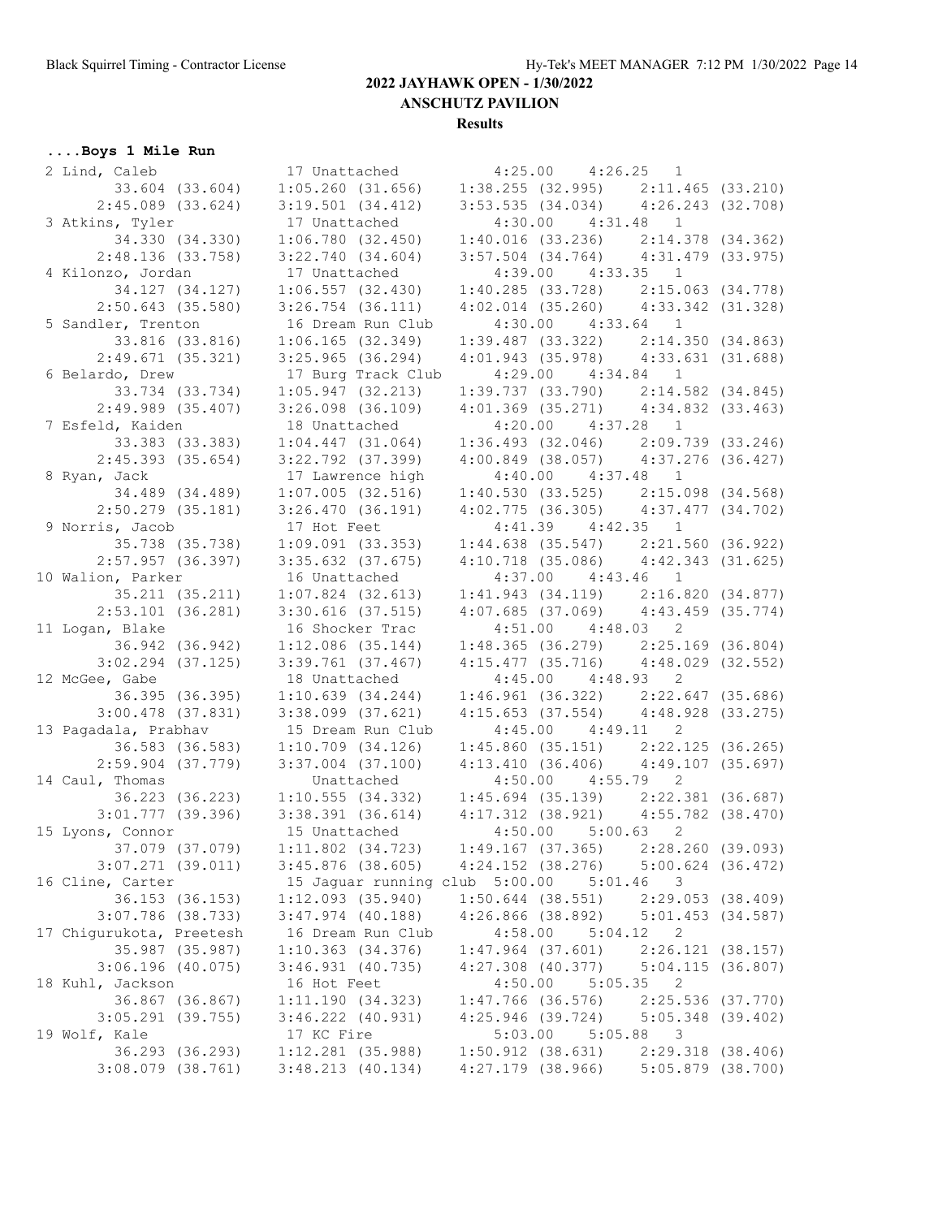## 2022 JAYHAWK OPEN - 1/30/2022

### ANSCHUTZ PAVILION

### Results

**....Boys 1 Mile Run**

```
 2 Lind, Caleb               17 Unattached              4:25.00    4:26.25   1 
         33.604 (33.604)     1:05.260 (31.656)     1:38.255 (32.995)     2:11.465 (33.210)
       2:45.089 (33.624)     3:19.501 (34.412)     3:53.535 (34.034)     4:26.243 (32.708)
 3 Atkins, Tyler             17 Unattached              4:30.00    4:31.48   1 
         34.330 (34.330)     1:06.780 (32.450)     1:40.016 (33.236)     2:14.378 (34.362)
       2:48.136 (33.758)     3:22.740 (34.604)     3:57.504 (34.764)     4:31.479 (33.975)
 4 Kilonzo, Jordan           17 Unattached              4:39.00    4:33.35   1 
         34.127 (34.127)     1:06.557 (32.430)     1:40.285 (33.728)     2:15.063 (34.778)
       2:50.643 (35.580)     3:26.754 (36.111)     4:02.014 (35.260)     4:33.342 (31.328)
 5 Sandler, Trenton          16 Dream Run Club          4:30.00    4:33.64   1 
         33.816 (33.816)     1:06.165 (32.349)     1:39.487 (33.322)     2:14.350 (34.863)
       2:49.671 (35.321)     3:25.965 (36.294)     4:01.943 (35.978)     4:33.631 (31.688)
 6 Belardo, Drew             17 Burg Track Club         4:29.00    4:34.84   1 
         33.734 (33.734)     1:05.947 (32.213)     1:39.737 (33.790)     2:14.582 (34.845)
       2:49.989 (35.407)     3:26.098 (36.109)     4:01.369 (35.271)     4:34.832 (33.463)
 7 Esfeld, Kaiden            18 Unattached              4:20.00    4:37.28   1 
         33.383 (33.383)     1:04.447 (31.064)     1:36.493 (32.046)     2:09.739 (33.246)
       2:45.393 (35.654)     3:22.792 (37.399)     4:00.849 (38.057)     4:37.276 (36.427)
 8 Ryan, Jack                17 Lawrence high           4:40.00    4:37.48   1 
         34.489 (34.489)     1:07.005 (32.516)     1:40.530 (33.525)     2:15.098 (34.568)
       2:50.279 (35.181)     3:26.470 (36.191)     4:02.775 (36.305)     4:37.477 (34.702)
 9 Norris, Jacob             17 Hot Feet                4:41.39    4:42.35   1 
         35.738 (35.738)     1:09.091 (33.353)     1:44.638 (35.547)     2:21.560 (36.922)
       2:57.957 (36.397)     3:35.632 (37.675)     4:10.718 (35.086)     4:42.343 (31.625)
10 Walion, Parker            16 Unattached              4:37.00    4:43.46   1 
         35.211 (35.211)     1:07.824 (32.613)     1:41.943 (34.119)     2:16.820 (34.877)
       2:53.101 (36.281)     3:30.616 (37.515)     4:07.685 (37.069)     4:43.459 (35.774)
11 Logan, Blake              16 Shocker Trac            4:51.00    4:48.03   2 
         36.942 (36.942)     1:12.086 (35.144)     1:48.365 (36.279)     2:25.169 (36.804)
       3:02.294 (37.125)     3:39.761 (37.467)     4:15.477 (35.716)     4:48.029 (32.552)
12 McGee, Gabe               18 Unattached              4:45.00    4:48.93   2 
         36.395 (36.395)     1:10.639 (34.244)     1:46.961 (36.322)     2:22.647 (35.686)
       3:00.478 (37.831)     3:38.099 (37.621)     4:15.653 (37.554)     4:48.928 (33.275)
13 Pagadala, Prabhav         15 Dream Run Club          4:45.00    4:49.11   2 
         36.583 (36.583)     1:10.709 (34.126)     1:45.860 (35.151)     2:22.125 (36.265)
       2:59.904 (37.779)     3:37.004 (37.100)     4:13.410 (36.406)     4:49.107 (35.697)
14 Caul, Thomas                 Unattached              4:50.00    4:55.79   2 
         36.223 (36.223)     1:10.555 (34.332)     1:45.694 (35.139)     2:22.381 (36.687)
       3:01.777 (39.396)     3:38.391 (36.614)     4:17.312 (38.921)     4:55.782 (38.470)
15 Lyons, Connor             15 Unattached              4:50.00    5:00.63   2 
         37.079 (37.079)     1:11.802 (34.723)     1:49.167 (37.365)     2:28.260 (39.093)
       3:07.271 (39.011)     3:45.876 (38.605)     4:24.152 (38.276)     5:00.624 (36.472)
16 Cline, Carter             15 Jaguar running club 5:00.00    5:01.46   3 
         36.153 (36.153)     1:12.093 (35.940)     1:50.644 (38.551)     2:29.053 (38.409)
       3:07.786 (38.733)     3:47.974 (40.188)     4:26.866 (38.892)     5:01.453 (34.587)
17 Chigurukota, Preetesh     16 Dream Run Club          4:58.00    5:04.12   2 
         35.987 (35.987)     1:10.363 (34.376)     1:47.964 (37.601)     2:26.121 (38.157)
       3:06.196 (40.075)     3:46.931 (40.735)     4:27.308 (40.377)     5:04.115 (36.807)
18 Kuhl, Jackson             16 Hot Feet                4:50.00    5:05.35   2 
         36.867 (36.867)     1:11.190 (34.323)     1:47.766 (36.576)     2:25.536 (37.770)
       3:05.291 (39.755)     3:46.222 (40.931)     4:25.946 (39.724)     5:05.348 (39.402)
19 Wolf, Kale                17 KC Fire                 5:03.00    5:05.88   3 
         36.293 (36.293)     1:12.281 (35.988)     1:50.912 (38.631)     2:29.318 (38.406)
       3:08.079 (38.761)     3:48.213 (40.134)     4:27.179 (38.966)     5:05.879 (38.700)
```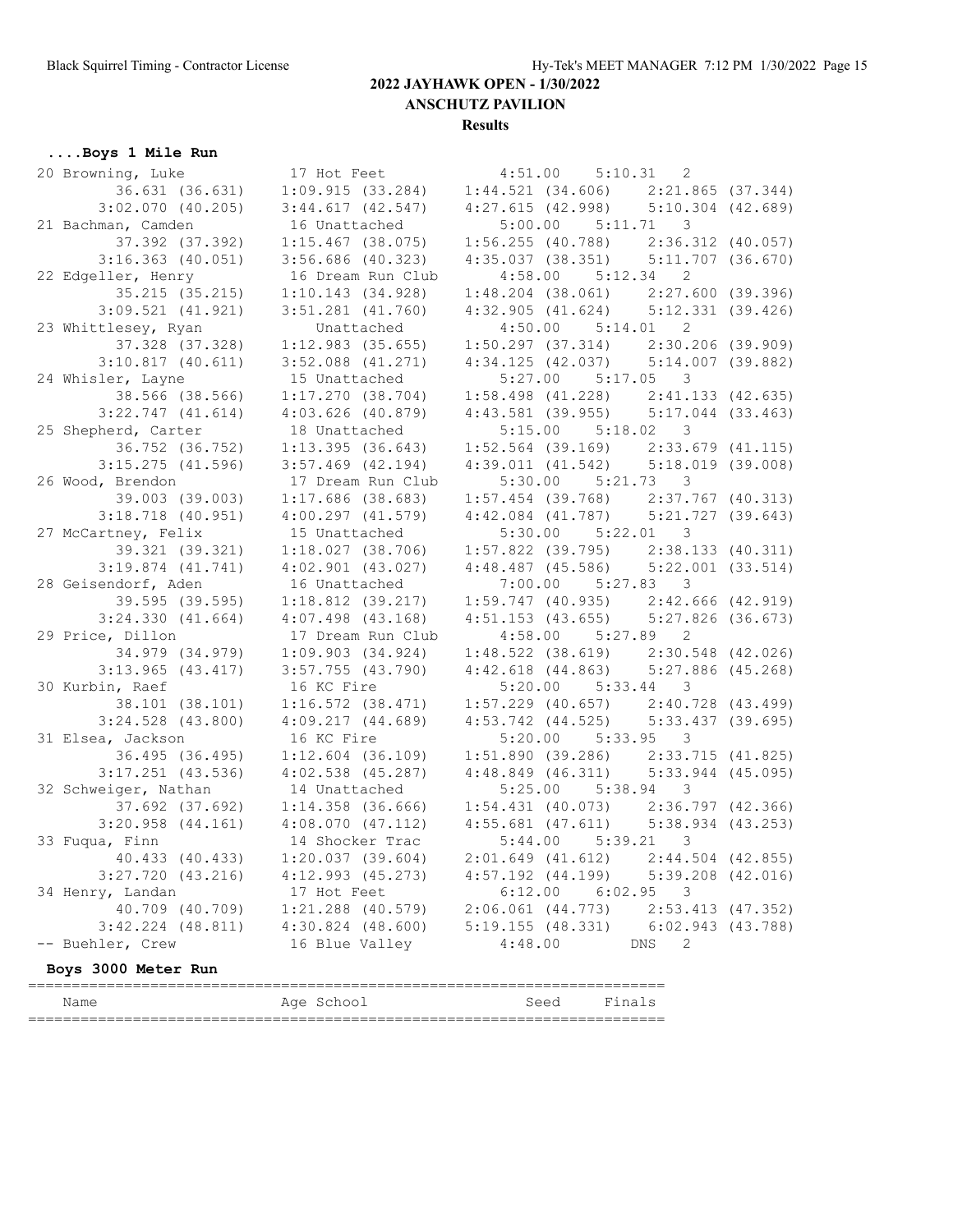## 2022 JAYHAWK OPEN - 1/30/2022

## ANSCHUTZ PAVILION

### Results

#### ....Boys 1 Mile Run

```
 20 Browning, Luke          17 Hot Feet             4:51.00    5:10.31   2 
         36.631 (36.631)    1:09.915 (33.284)    1:44.521 (34.606)    2:21.865 (37.344)
       3:02.070 (40.205)    3:44.617 (42.547)    4:27.615 (42.998)    5:10.304 (42.689)
 21 Bachman, Camden         16 Unattached           5:00.00    5:11.71   3 
         37.392 (37.392)    1:15.467 (38.075)    1:56.255 (40.788)    2:36.312 (40.057)
       3:16.363 (40.051)    3:56.686 (40.323)    4:35.037 (38.351)    5:11.707 (36.670)
 22 Edgeller, Henry         16 Dream Run Club       4:58.00    5:12.34   2 
         35.215 (35.215)    1:10.143 (34.928)    1:48.204 (38.061)    2:27.600 (39.396)
       3:09.521 (41.921)    3:51.281 (41.760)    4:32.905 (41.624)    5:12.331 (39.426)
 23 Whittlesey, Ryan           Unattached           4:50.00    5:14.01   2 
         37.328 (37.328)    1:12.983 (35.655)    1:50.297 (37.314)    2:30.206 (39.909)
       3:10.817 (40.611)    3:52.088 (41.271)    4:34.125 (42.037)    5:14.007 (39.882)
 24 Whisler, Layne          15 Unattached           5:27.00    5:17.05   3 
         38.566 (38.566)    1:17.270 (38.704)    1:58.498 (41.228)    2:41.133 (42.635)
       3:22.747 (41.614)    4:03.626 (40.879)    4:43.581 (39.955)    5:17.044 (33.463)
 25 Shepherd, Carter        18 Unattached           5:15.00    5:18.02   3 
         36.752 (36.752)    1:13.395 (36.643)    1:52.564 (39.169)    2:33.679 (41.115)
       3:15.275 (41.596)    3:57.469 (42.194)    4:39.011 (41.542)    5:18.019 (39.008)
 26 Wood, Brendon           17 Dream Run Club       5:30.00    5:21.73   3 
         39.003 (39.003)    1:17.686 (38.683)    1:57.454 (39.768)    2:37.767 (40.313)
       3:18.718 (40.951)    4:00.297 (41.579)    4:42.084 (41.787)    5:21.727 (39.643)
 27 McCartney, Felix        15 Unattached           5:30.00    5:22.01   3 
         39.321 (39.321)    1:18.027 (38.706)    1:57.822 (39.795)    2:38.133 (40.311)
       3:19.874 (41.741)    4:02.901 (43.027)    4:48.487 (45.586)    5:22.001 (33.514)
 28 Geisendorf, Aden        16 Unattached           7:00.00    5:27.83   3 
         39.595 (39.595)    1:18.812 (39.217)    1:59.747 (40.935)    2:42.666 (42.919)
       3:24.330 (41.664)    4:07.498 (43.168)    4:51.153 (43.655)    5:27.826 (36.673)
 29 Price, Dillon           17 Dream Run Club       4:58.00    5:27.89   2 
         34.979 (34.979)    1:09.903 (34.924)    1:48.522 (38.619)    2:30.548 (42.026)
       3:13.965 (43.417)    3:57.755 (43.790)    4:42.618 (44.863)    5:27.886 (45.268)
 30 Kurbin, Raef            16 KC Fire              5:20.00    5:33.44   3 
         38.101 (38.101)    1:16.572 (38.471)    1:57.229 (40.657)    2:40.728 (43.499)
       3:24.528 (43.800)    4:09.217 (44.689)    4:53.742 (44.525)    5:33.437 (39.695)
 31 Elsea, Jackson          16 KC Fire              5:20.00    5:33.95   3 
         36.495 (36.495)    1:12.604 (36.109)    1:51.890 (39.286)    2:33.715 (41.825)
       3:17.251 (43.536)    4:02.538 (45.287)    4:48.849 (46.311)    5:33.944 (45.095)
 32 Schweiger, Nathan       14 Unattached           5:25.00    5:38.94   3 
         37.692 (37.692)    1:14.358 (36.666)    1:54.431 (40.073)    2:36.797 (42.366)
       3:20.958 (44.161)    4:08.070 (47.112)    4:55.681 (47.611)    5:38.934 (43.253)
 33 Fuqua, Finn             14 Shocker Trac         5:44.00    5:39.21   3 
         40.433 (40.433)    1:20.037 (39.604)    2:01.649 (41.612)    2:44.504 (42.855)
       3:27.720 (43.216)    4:12.993 (45.273)    4:57.192 (44.199)    5:39.208 (42.016)
 34 Henry, Landan           17 Hot Feet             6:12.00    6:02.95   3 
         40.709 (40.709)    1:21.288 (40.579)    2:06.061 (44.773)    2:53.413 (47.352)
       3:42.224 (48.811)    4:30.824 (48.600)    5:19.155 (48.331)    6:02.943 (43.788)
 -- Buehler, Crew           16 Blue Valley          4:48.00        DNS   2 
```

#### Boys 3000 Meter Run

```
=========================================================================
    Name                    Age School                  Seed     Finals  
=========================================================================
```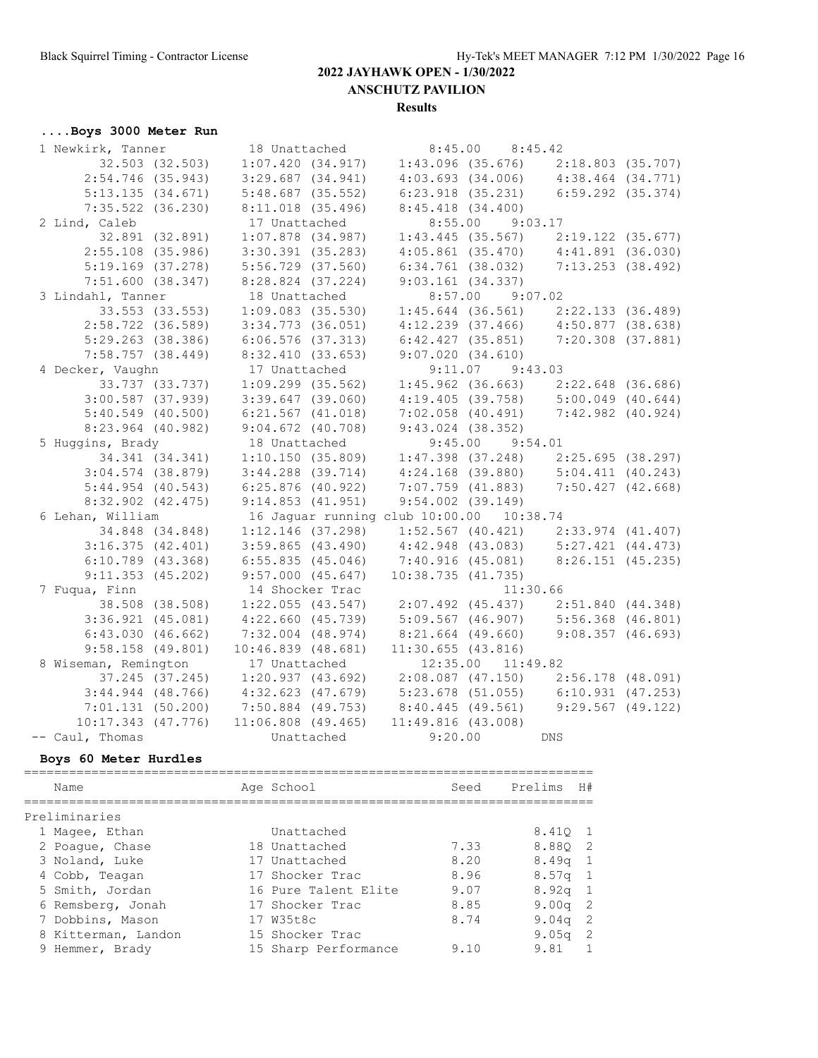## 2022 JAYHAWK OPEN - 1/30/2022

### ANSCHUTZ PAVILION

### Results

#### ....Boys 3000 Meter Run

```
  1 Newkirk, Tanner            18 Unattached            8:45.00    8:45.42  
         32.503 (32.503)    1:07.420 (34.917)    1:43.096 (35.676)    2:18.803 (35.707)
       2:54.746 (35.943)    3:29.687 (34.941)    4:03.693 (34.006)    4:38.464 (34.771)
       5:13.135 (34.671)    5:48.687 (35.552)    6:23.918 (35.231)    6:59.292 (35.374)
       7:35.522 (36.230)    8:11.018 (35.496)    8:45.418 (34.400)
  2 Lind, Caleb                17 Unattached            8:55.00    9:03.17  
         32.891 (32.891)    1:07.878 (34.987)    1:43.445 (35.567)    2:19.122 (35.677)
       2:55.108 (35.986)    3:30.391 (35.283)    4:05.861 (35.470)    4:41.891 (36.030)
       5:19.169 (37.278)    5:56.729 (37.560)    6:34.761 (38.032)    7:13.253 (38.492)
       7:51.600 (38.347)    8:28.824 (37.224)    9:03.161 (34.337)
  3 Lindahl, Tanner            18 Unattached            8:57.00    9:07.02  
         33.553 (33.553)    1:09.083 (35.530)    1:45.644 (36.561)    2:22.133 (36.489)
       2:58.722 (36.589)    3:34.773 (36.051)    4:12.239 (37.466)    4:50.877 (38.638)
       5:29.263 (38.386)    6:06.576 (37.313)    6:42.427 (35.851)    7:20.308 (37.881)
       7:58.757 (38.449)    8:32.410 (33.653)    9:07.020 (34.610)
  4 Decker, Vaughn             17 Unattached            9:11.07    9:43.03  
         33.737 (33.737)    1:09.299 (35.562)    1:45.962 (36.663)    2:22.648 (36.686)
       3:00.587 (37.939)    3:39.647 (39.060)    4:19.405 (39.758)    5:00.049 (40.644)
       5:40.549 (40.500)    6:21.567 (41.018)    7:02.058 (40.491)    7:42.982 (40.924)
       8:23.964 (40.982)    9:04.672 (40.708)    9:43.024 (38.352)
  5 Huggins, Brady             18 Unattached            9:45.00    9:54.01  
         34.341 (34.341)    1:10.150 (35.809)    1:47.398 (37.248)    2:25.695 (38.297)
       3:04.574 (38.879)    3:44.288 (39.714)    4:24.168 (39.880)    5:04.411 (40.243)
       5:44.954 (40.543)    6:25.876 (40.922)    7:07.759 (41.883)    7:50.427 (42.668)
       8:32.902 (42.475)    9:14.853 (41.951)    9:54.002 (39.149)
  6 Lehan, William             16 Jaguar running club 10:00.00   10:38.74  
         34.848 (34.848)    1:12.146 (37.298)    1:52.567 (40.421)    2:33.974 (41.407)
       3:16.375 (42.401)    3:59.865 (43.490)    4:42.948 (43.083)    5:27.421 (44.473)
       6:10.789 (43.368)    6:55.835 (45.046)    7:40.916 (45.081)    8:26.151 (45.235)
       9:11.353 (45.202)    9:57.000 (45.647)   10:38.735 (41.735)
  7 Fuqua, Finn                14 Shocker Trac                    11:30.66  
         38.508 (38.508)    1:22.055 (43.547)    2:07.492 (45.437)    2:51.840 (44.348)
       3:36.921 (45.081)    4:22.660 (45.739)    5:09.567 (46.907)    5:56.368 (46.801)
       6:43.030 (46.662)    7:32.004 (48.974)    8:21.664 (49.660)    9:08.357 (46.693)
       9:58.158 (49.801)   10:46.839 (48.681)   11:30.655 (43.816)
  8 Wiseman, Remington         17 Unattached           12:35.00   11:49.82  
         37.245 (37.245)    1:20.937 (43.692)    2:08.087 (47.150)    2:56.178 (48.091)
       3:44.944 (48.766)    4:32.623 (47.679)    5:23.678 (51.055)    6:10.931 (47.253)
       7:01.131 (50.200)    7:50.884 (49.753)    8:40.445 (49.561)    9:29.567 (49.122)
      10:17.343 (47.776)   11:06.808 (49.465)   11:49.816 (43.008)
 -- Caul, Thomas                Unattached            9:20.00        DNS  
```

#### Boys 60 Meter Hurdles

| | Name | Age | School | Seed | Prelims | H# |
|---|---|---|---|---|---|---|
| **Preliminaries** | | | | | | |
| 1 | Magee, Ethan | | Unattached | | 8.41Q | 1 |
| 2 | Poague, Chase | 18 | Unattached | 7.33 | 8.88Q | 2 |
| 3 | Noland, Luke | 17 | Unattached | 8.20 | 8.49q | 1 |
| 4 | Cobb, Teagan | 17 | Shocker Trac | 8.96 | 8.57q | 1 |
| 5 | Smith, Jordan | 16 | Pure Talent Elite | 9.07 | 8.92q | 1 |
| 6 | Remsberg, Jonah | 17 | Shocker Trac | 8.85 | 9.00q | 2 |
| 7 | Dobbins, Mason | 17 | W35t8c | 8.74 | 9.04q | 2 |
| 8 | Kitterman, Landon | 15 | Shocker Trac | | 9.05q | 2 |
| 9 | Hemmer, Brady | 15 | Sharp Performance | 9.10 | 9.81 | 1 |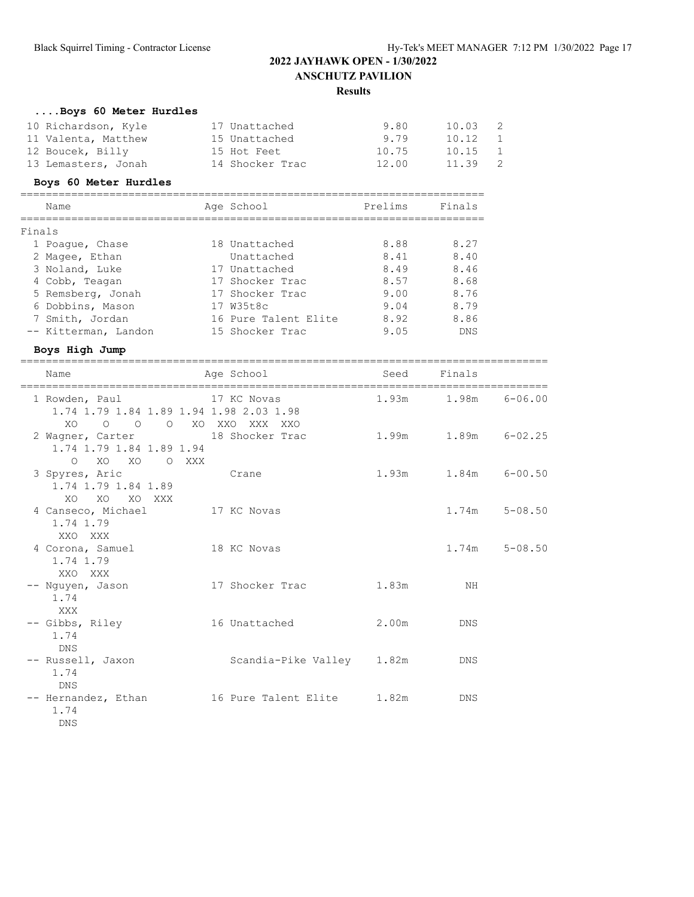## 2022 JAYHAWK OPEN - 1/30/2022

### ANSCHUTZ PAVILION

**Results**

### ....Boys 60 Meter Hurdles

| Place | Name | Age | School | Prelims | Finals | H |
|---|---|---|---|---|---|---|
| 10 | Richardson, Kyle | 17 | Unattached | 9.80 | 10.03 | 2 |
| 11 | Valenta, Matthew | 15 | Unattached | 9.79 | 10.12 | 1 |
| 12 | Boucek, Billy | 15 | Hot Feet | 10.75 | 10.15 | 1 |
| 13 | Lemasters, Jonah | 14 | Shocker Trac | 12.00 | 11.39 | 2 |

### Boys 60 Meter Hurdles

Finals

| Place | Name | Age | School | Prelims | Finals |
|---|---|---|---|---|---|
| 1 | Poague, Chase | 18 | Unattached | 8.88 | 8.27 |
| 2 | Magee, Ethan | | Unattached | 8.41 | 8.40 |
| 3 | Noland, Luke | 17 | Unattached | 8.49 | 8.46 |
| 4 | Cobb, Teagan | 17 | Shocker Trac | 8.57 | 8.68 |
| 5 | Remsberg, Jonah | 17 | Shocker Trac | 9.00 | 8.76 |
| 6 | Dobbins, Mason | 17 | W35t8c | 9.04 | 8.79 |
| 7 | Smith, Jordan | 16 | Pure Talent Elite | 8.92 | 8.86 |
| -- | Kitterman, Landon | 15 | Shocker Trac | 9.05 | DNS |

### Boys High Jump

| Place | Name | Age | School | Seed | Finals | |
|---|---|---|---|---|---|---|
| 1 | Rowden, Paul | 17 | KC Novas | 1.93m | 1.98m | 6-06.00 |
| | 1.74 1.79 1.84 1.89 1.94 1.98 2.03 1.98 | | | | | |
| | XO O O O XO XXO XXX XXO | | | | | |
| 2 | Wagner, Carter | 18 | Shocker Trac | 1.99m | 1.89m | 6-02.25 |
| | 1.74 1.79 1.84 1.89 1.94 | | | | | |
| | O XO XO O XXX | | | | | |
| 3 | Spyres, Aric | | Crane | 1.93m | 1.84m | 6-00.50 |
| | 1.74 1.79 1.84 1.89 | | | | | |
| | XO XO XO XXX | | | | | |
| 4 | Canseco, Michael | 17 | KC Novas | | 1.74m | 5-08.50 |
| | 1.74 1.79 | | | | | |
| | XXO XXX | | | | | |
| 4 | Corona, Samuel | 18 | KC Novas | | 1.74m | 5-08.50 |
| | 1.74 1.79 | | | | | |
| | XXO XXX | | | | | |
| -- | Nguyen, Jason | 17 | Shocker Trac | 1.83m | NH | |
| | 1.74 | | | | | |
| | XXX | | | | | |
| -- | Gibbs, Riley | 16 | Unattached | 2.00m | DNS | |
| | 1.74 | | | | | |
| | DNS | | | | | |
| -- | Russell, Jaxon | | Scandia-Pike Valley | 1.82m | DNS | |
| | 1.74 | | | | | |
| | DNS | | | | | |
| -- | Hernandez, Ethan | 16 | Pure Talent Elite | 1.82m | DNS | |
| | 1.74 | | | | | |
| | DNS | | | | | |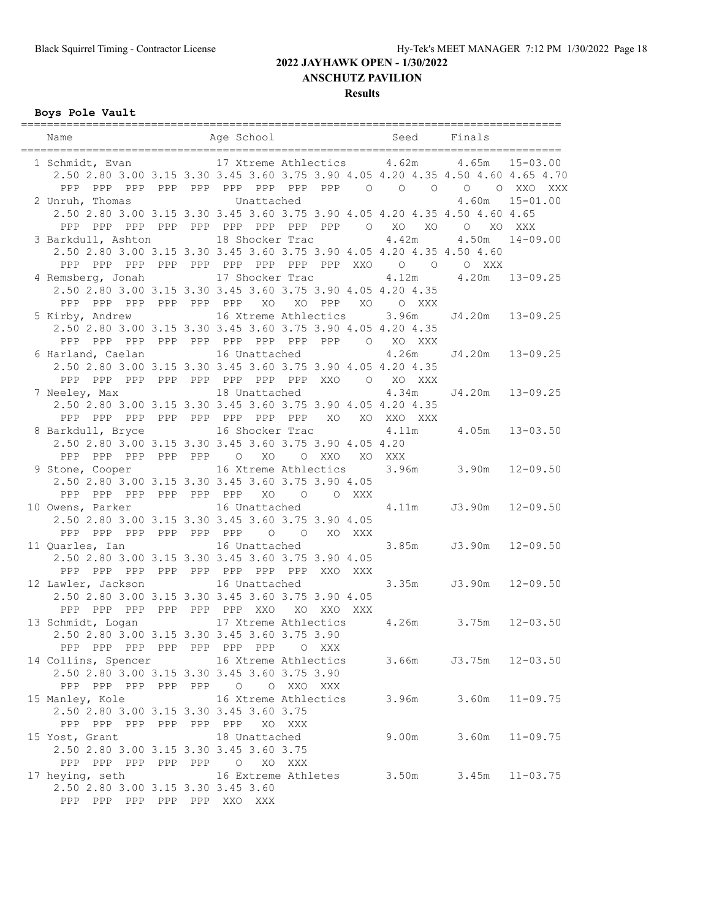## 2022 JAYHAWK OPEN - 1/30/2022

### ANSCHUTZ PAVILION

### Results

**Boys Pole Vault**

```
===================================================================================
   Name                    Age School                  Seed     Finals            
===================================================================================
  1 Schmidt, Evan          17 Xtreme Athlectics      4.62m      4.65m   15-03.00  
     2.50 2.80 3.00 3.15 3.30 3.45 3.60 3.75 3.90 4.05 4.20 4.35 4.50 4.60 4.65 4.70
      PPP  PPP  PPP  PPP  PPP  PPP  PPP  PPP  PPP    O    O    O    O    O  XXO  XXX
  2 Unruh, Thomas              Unattached                       4.60m   15-01.00  
     2.50 2.80 3.00 3.15 3.30 3.45 3.60 3.75 3.90 4.05 4.20 4.35 4.50 4.60 4.65
      PPP  PPP  PPP  PPP  PPP  PPP  PPP  PPP  PPP    O   XO   XO    O   XO  XXX
  3 Barkdull, Ashton       18 Shocker Trac           4.42m      4.50m   14-09.00  
     2.50 2.80 3.00 3.15 3.30 3.45 3.60 3.75 3.90 4.05 4.20 4.35 4.50 4.60
      PPP  PPP  PPP  PPP  PPP  PPP  PPP  PPP  PPP  XXO    O    O    O  XXX
  4 Remsberg, Jonah        17 Shocker Trac           4.12m      4.20m   13-09.25  
     2.50 2.80 3.00 3.15 3.30 3.45 3.60 3.75 3.90 4.05 4.20 4.35
      PPP  PPP  PPP  PPP  PPP  PPP   XO   XO  PPP   XO    O  XXX
  5 Kirby, Andrew          16 Xtreme Athlectics      3.96m     J4.20m   13-09.25  
     2.50 2.80 3.00 3.15 3.30 3.45 3.60 3.75 3.90 4.05 4.20 4.35
      PPP  PPP  PPP  PPP  PPP  PPP  PPP  PPP  PPP    O   XO  XXX
  6 Harland, Caelan        16 Unattached             4.26m     J4.20m   13-09.25  
     2.50 2.80 3.00 3.15 3.30 3.45 3.60 3.75 3.90 4.05 4.20 4.35
      PPP  PPP  PPP  PPP  PPP  PPP  PPP  PPP  XXO    O   XO  XXX
  7 Neeley, Max            18 Unattached             4.34m     J4.20m   13-09.25  
     2.50 2.80 3.00 3.15 3.30 3.45 3.60 3.75 3.90 4.05 4.20 4.35
      PPP  PPP  PPP  PPP  PPP  PPP  PPP  PPP   XO   XO  XXO  XXX
  8 Barkdull, Bryce        16 Shocker Trac           4.11m      4.05m   13-03.50  
     2.50 2.80 3.00 3.15 3.30 3.45 3.60 3.75 3.90 4.05 4.20
      PPP  PPP  PPP  PPP  PPP    O   XO    O  XXO   XO  XXX
  9 Stone, Cooper          16 Xtreme Athlectics      3.96m      3.90m   12-09.50  
     2.50 2.80 3.00 3.15 3.30 3.45 3.60 3.75 3.90 4.05
      PPP  PPP  PPP  PPP  PPP  PPP   XO    O    O  XXX
 10 Owens, Parker          16 Unattached             4.11m     J3.90m   12-09.50  
     2.50 2.80 3.00 3.15 3.30 3.45 3.60 3.75 3.90 4.05
      PPP  PPP  PPP  PPP  PPP  PPP    O    O   XO  XXX
 11 Quarles, Ian           16 Unattached             3.85m     J3.90m   12-09.50  
     2.50 2.80 3.00 3.15 3.30 3.45 3.60 3.75 3.90 4.05
      PPP  PPP  PPP  PPP  PPP  PPP  PPP  PPP  XXO  XXX
 12 Lawler, Jackson        16 Unattached             3.35m     J3.90m   12-09.50  
     2.50 2.80 3.00 3.15 3.30 3.45 3.60 3.75 3.90 4.05
      PPP  PPP  PPP  PPP  PPP  PPP  XXO   XO  XXO  XXX
 13 Schmidt, Logan         17 Xtreme Athlectics      4.26m      3.75m   12-03.50  
     2.50 2.80 3.00 3.15 3.30 3.45 3.60 3.75 3.90
      PPP  PPP  PPP  PPP  PPP  PPP  PPP    O  XXX
 14 Collins, Spencer       16 Xtreme Athlectics      3.66m     J3.75m   12-03.50  
     2.50 2.80 3.00 3.15 3.30 3.45 3.60 3.75 3.90
      PPP  PPP  PPP  PPP  PPP    O    O  XXO  XXX
 15 Manley, Kole           16 Xtreme Athlectics      3.96m      3.60m   11-09.75  
     2.50 2.80 3.00 3.15 3.30 3.45 3.60 3.75
      PPP  PPP  PPP  PPP  PPP  PPP   XO  XXX
 15 Yost, Grant            18 Unattached             9.00m      3.60m   11-09.75  
     2.50 2.80 3.00 3.15 3.30 3.45 3.60 3.75
      PPP  PPP  PPP  PPP  PPP    O   XO  XXX
 17 heying, seth           16 Extreme Athletes       3.50m      3.45m   11-03.75  
     2.50 2.80 3.00 3.15 3.30 3.45 3.60
      PPP  PPP  PPP  PPP  PPP  XXO  XXX
```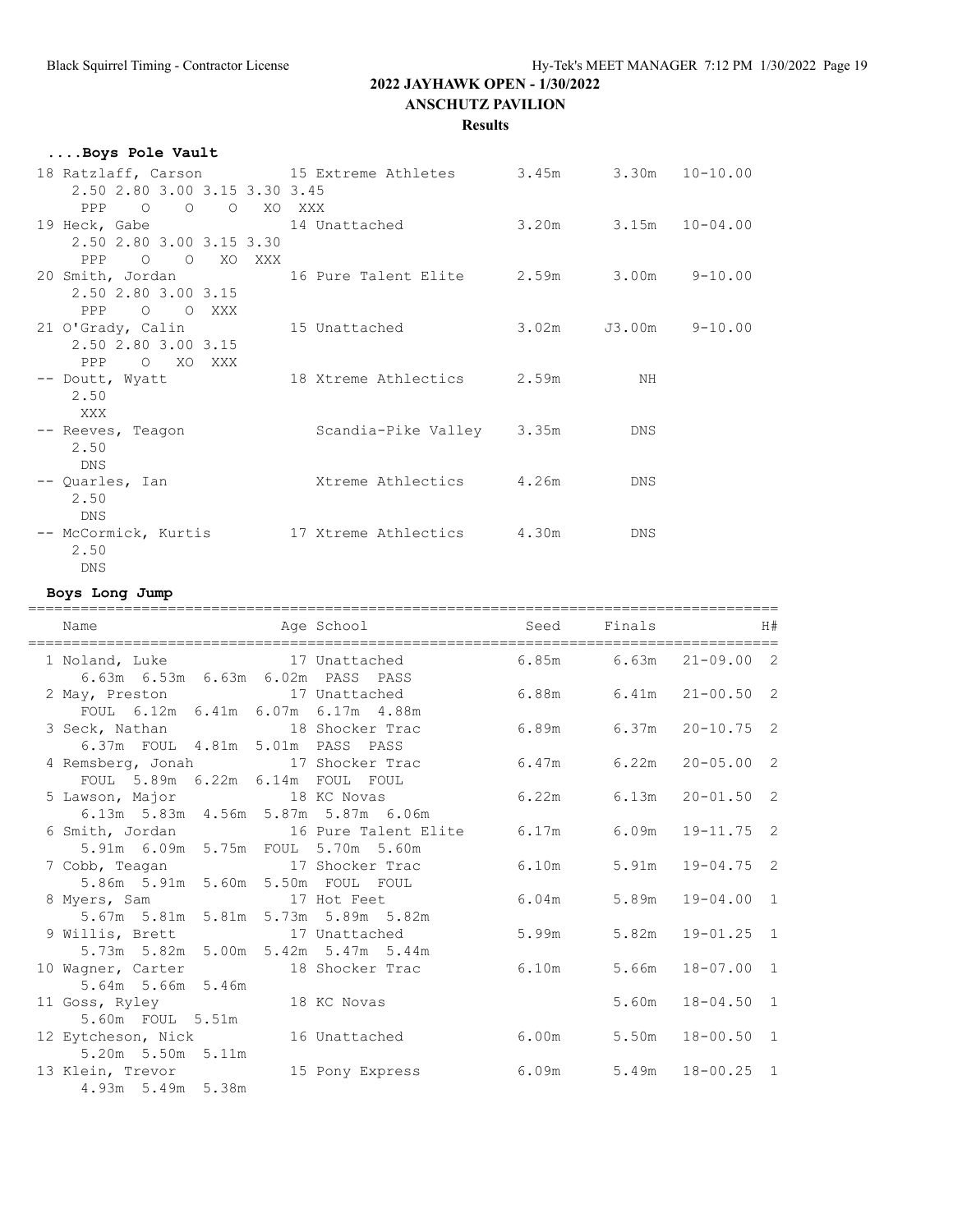## 2022 JAYHAWK OPEN - 1/30/2022

### ANSCHUTZ PAVILION

**Results**

### ....Boys Pole Vault

| Place | Name | Age | School | Seed | Finals | |
|---|---|---|---|---|---|---|
| 18 | Ratzlaff, Carson | 15 | Extreme Athletes | 3.45m | 3.30m | 10-10.00 |
| | 2.50 2.80 3.00 3.15 3.30 3.45 | | | | | |
| | PPP O O O XO XXX | | | | | |
| 19 | Heck, Gabe | 14 | Unattached | 3.20m | 3.15m | 10-04.00 |
| | 2.50 2.80 3.00 3.15 3.30 | | | | | |
| | PPP O O XO XXX | | | | | |
| 20 | Smith, Jordan | 16 | Pure Talent Elite | 2.59m | 3.00m | 9-10.00 |
| | 2.50 2.80 3.00 3.15 | | | | | |
| | PPP O O XXX | | | | | |
| 21 | O'Grady, Calin | 15 | Unattached | 3.02m | J3.00m | 9-10.00 |
| | 2.50 2.80 3.00 3.15 | | | | | |
| | PPP O XO XXX | | | | | |
| -- | Doutt, Wyatt | 18 | Xtreme Athlectics | 2.59m | NH | |
| | 2.50 | | | | | |
| | XXX | | | | | |
| -- | Reeves, Teagon | | Scandia-Pike Valley | 3.35m | DNS | |
| | 2.50 | | | | | |
| | DNS | | | | | |
| -- | Quarles, Ian | | Xtreme Athlectics | 4.26m | DNS | |
| | 2.50 | | | | | |
| | DNS | | | | | |
| -- | McCormick, Kurtis | 17 | Xtreme Athlectics | 4.30m | DNS | |
| | 2.50 | | | | | |
| | DNS | | | | | |

### Boys Long Jump

| Place | Name | Age | School | Seed | Finals | | H# |
|---|---|---|---|---|---|---|---|
| 1 | Noland, Luke | 17 | Unattached | 6.85m | 6.63m | 21-09.00 | 2 |
| | 6.63m 6.53m 6.63m 6.02m PASS PASS | | | | | | |
| 2 | May, Preston | 17 | Unattached | 6.88m | 6.41m | 21-00.50 | 2 |
| | FOUL 6.12m 6.41m 6.07m 6.17m 4.88m | | | | | | |
| 3 | Seck, Nathan | 18 | Shocker Trac | 6.89m | 6.37m | 20-10.75 | 2 |
| | 6.37m FOUL 4.81m 5.01m PASS PASS | | | | | | |
| 4 | Remsberg, Jonah | 17 | Shocker Trac | 6.47m | 6.22m | 20-05.00 | 2 |
| | FOUL 5.89m 6.22m 6.14m FOUL FOUL | | | | | | |
| 5 | Lawson, Major | 18 | KC Novas | 6.22m | 6.13m | 20-01.50 | 2 |
| | 6.13m 5.83m 4.56m 5.87m 5.87m 6.06m | | | | | | |
| 6 | Smith, Jordan | 16 | Pure Talent Elite | 6.17m | 6.09m | 19-11.75 | 2 |
| | 5.91m 6.09m 5.75m FOUL 5.70m 5.60m | | | | | | |
| 7 | Cobb, Teagan | 17 | Shocker Trac | 6.10m | 5.91m | 19-04.75 | 2 |
| | 5.86m 5.91m 5.60m 5.50m FOUL FOUL | | | | | | |
| 8 | Myers, Sam | 17 | Hot Feet | 6.04m | 5.89m | 19-04.00 | 1 |
| | 5.67m 5.81m 5.81m 5.73m 5.89m 5.82m | | | | | | |
| 9 | Willis, Brett | 17 | Unattached | 5.99m | 5.82m | 19-01.25 | 1 |
| | 5.73m 5.82m 5.00m 5.42m 5.47m 5.44m | | | | | | |
| 10 | Wagner, Carter | 18 | Shocker Trac | 6.10m | 5.66m | 18-07.00 | 1 |
| | 5.64m 5.66m 5.46m | | | | | | |
| 11 | Goss, Ryley | 18 | KC Novas | | 5.60m | 18-04.50 | 1 |
| | 5.60m FOUL 5.51m | | | | | | |
| 12 | Eytcheson, Nick | 16 | Unattached | 6.00m | 5.50m | 18-00.50 | 1 |
| | 5.20m 5.50m 5.11m | | | | | | |
| 13 | Klein, Trevor | 15 | Pony Express | 6.09m | 5.49m | 18-00.25 | 1 |
| | 4.93m 5.49m 5.38m | | | | | | |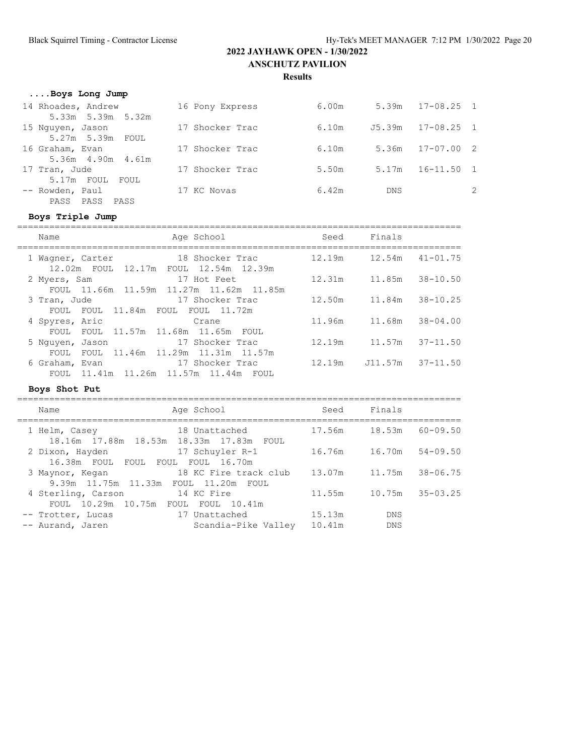## 2022 JAYHAWK OPEN - 1/30/2022

## ANSCHUTZ PAVILION

### Results

### ....Boys Long Jump

| | | | | | | |
|---|---|---|---|---|---|---|
| 14 Rhoades, Andrew | 16 Pony Express | 6.00m | 5.39m | 17-08.25 | 1 |
| 5.33m 5.39m 5.32m | | | | | |
| 15 Nguyen, Jason | 17 Shocker Trac | 6.10m | J5.39m | 17-08.25 | 1 |
| 5.27m 5.39m FOUL | | | | | |
| 16 Graham, Evan | 17 Shocker Trac | 6.10m | 5.36m | 17-07.00 | 2 |
| 5.36m 4.90m 4.61m | | | | | |
| 17 Tran, Jude | 17 Shocker Trac | 5.50m | 5.17m | 16-11.50 | 1 |
| 5.17m FOUL FOUL | | | | | |
| -- Rowden, Paul | 17 KC Novas | 6.42m | DNS | | 2 |
| PASS PASS PASS | | | | | |

### Boys Triple Jump

| Name | Age School | Seed | Finals | |
|---|---|---|---|---|
| 1 Wagner, Carter | 18 Shocker Trac | 12.19m | 12.54m | 41-01.75 |
| 12.02m FOUL 12.17m FOUL 12.54m 12.39m | | | | |
| 2 Myers, Sam | 17 Hot Feet | 12.31m | 11.85m | 38-10.50 |
| FOUL 11.66m 11.59m 11.27m 11.62m 11.85m | | | | |
| 3 Tran, Jude | 17 Shocker Trac | 12.50m | 11.84m | 38-10.25 |
| FOUL FOUL 11.84m FOUL FOUL 11.72m | | | | |
| 4 Spyres, Aric | Crane | 11.96m | 11.68m | 38-04.00 |
| FOUL FOUL 11.57m 11.68m 11.65m FOUL | | | | |
| 5 Nguyen, Jason | 17 Shocker Trac | 12.19m | 11.57m | 37-11.50 |
| FOUL FOUL 11.46m 11.29m 11.31m 11.57m | | | | |
| 6 Graham, Evan | 17 Shocker Trac | 12.19m | J11.57m | 37-11.50 |
| FOUL 11.41m 11.26m 11.57m 11.44m FOUL | | | | |

### Boys Shot Put

| Name | Age School | Seed | Finals | |
|---|---|---|---|---|
| 1 Helm, Casey | 18 Unattached | 17.56m | 18.53m | 60-09.50 |
| 18.16m 17.88m 18.53m 18.33m 17.83m FOUL | | | | |
| 2 Dixon, Hayden | 17 Schuyler R-1 | 16.76m | 16.70m | 54-09.50 |
| 16.38m FOUL FOUL FOUL FOUL 16.70m | | | | |
| 3 Maynor, Kegan | 18 KC Fire track club | 13.07m | 11.75m | 38-06.75 |
| 9.39m 11.75m 11.33m FOUL 11.20m FOUL | | | | |
| 4 Sterling, Carson | 14 KC Fire | 11.55m | 10.75m | 35-03.25 |
| FOUL 10.29m 10.75m FOUL FOUL 10.41m | | | | |
| -- Trotter, Lucas | 17 Unattached | 15.13m | DNS | |
| -- Aurand, Jaren | Scandia-Pike Valley | 10.41m | DNS | |